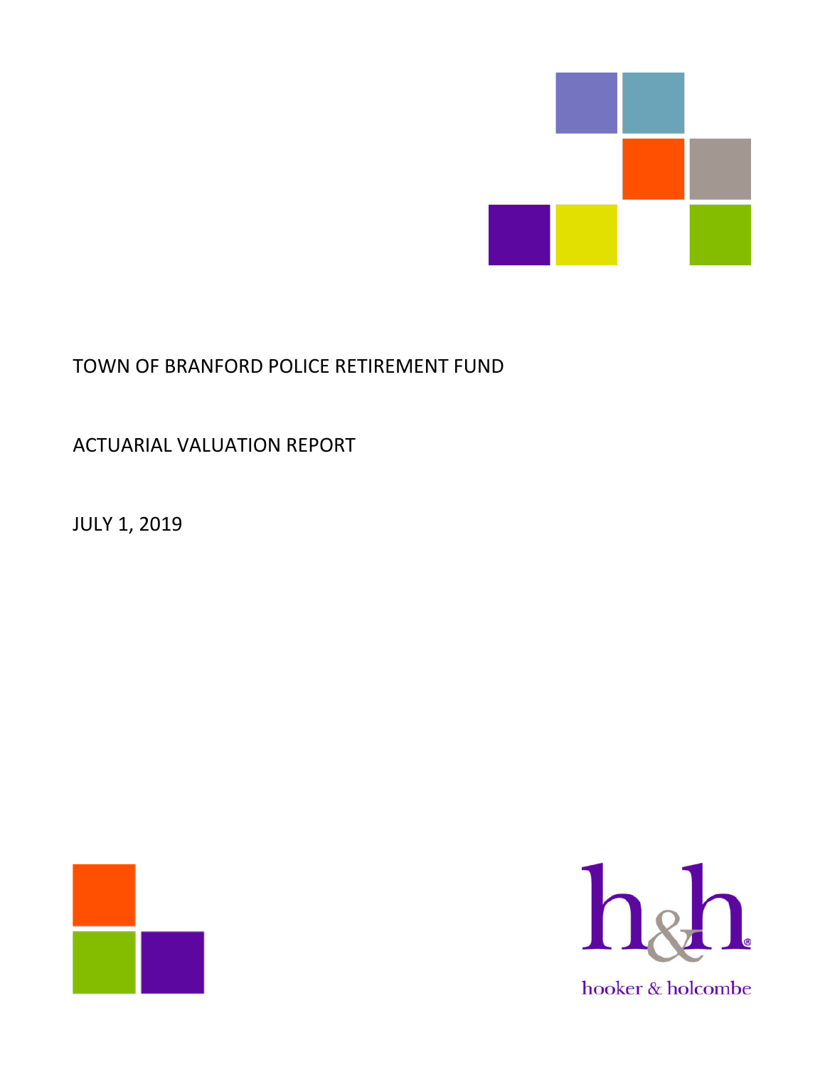# TOWN OF BRANFORD POLICE RETIREMENT FUND

## ACTUARIAL VALUATION REPORT

JULY 1, 2019

hooker & holcombe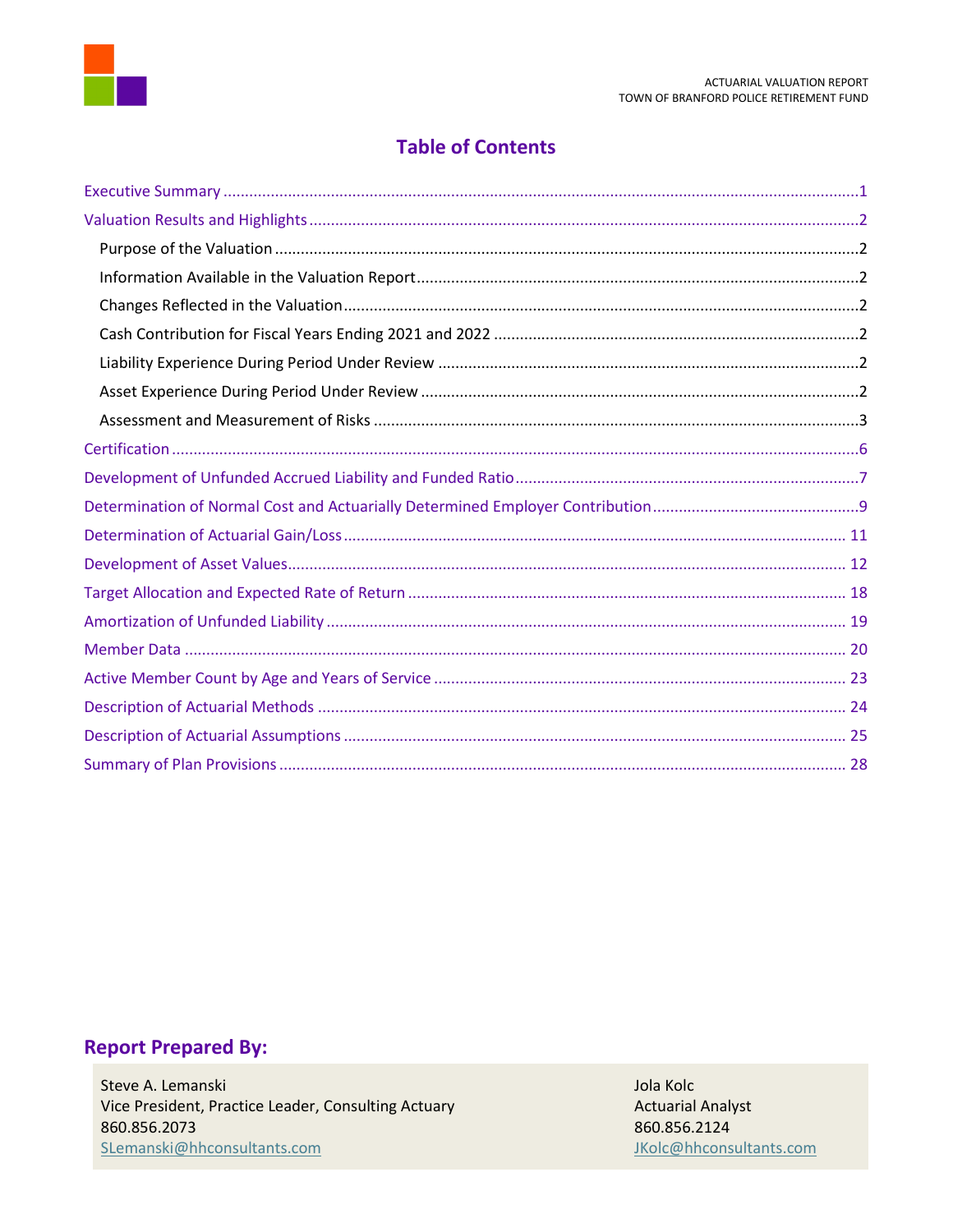# Table of Contents

- Executive Summary ........ 1
- Valuation Results and Highlights ........ 2
  - Purpose of the Valuation ........ 2
  - Information Available in the Valuation Report ........ 2
  - Changes Reflected in the Valuation ........ 2
  - Cash Contribution for Fiscal Years Ending 2021 and 2022 ........ 2
  - Liability Experience During Period Under Review ........ 2
  - Asset Experience During Period Under Review ........ 2
  - Assessment and Measurement of Risks ........ 3
- Certification ........ 6
- Development of Unfunded Accrued Liability and Funded Ratio ........ 7
- Determination of Normal Cost and Actuarially Determined Employer Contribution ........ 9
- Determination of Actuarial Gain/Loss ........ 11
- Development of Asset Values ........ 12
- Target Allocation and Expected Rate of Return ........ 18
- Amortization of Unfunded Liability ........ 19
- Member Data ........ 20
- Active Member Count by Age and Years of Service ........ 23
- Description of Actuarial Methods ........ 24
- Description of Actuarial Assumptions ........ 25
- Summary of Plan Provisions ........ 28

## Report Prepared By:

Steve A. Lemanski
Vice President, Practice Leader, Consulting Actuary
860.856.2073
SLemanski@hhconsultants.com

Jola Kolc
Actuarial Analyst
860.856.2124
JKolc@hhconsultants.com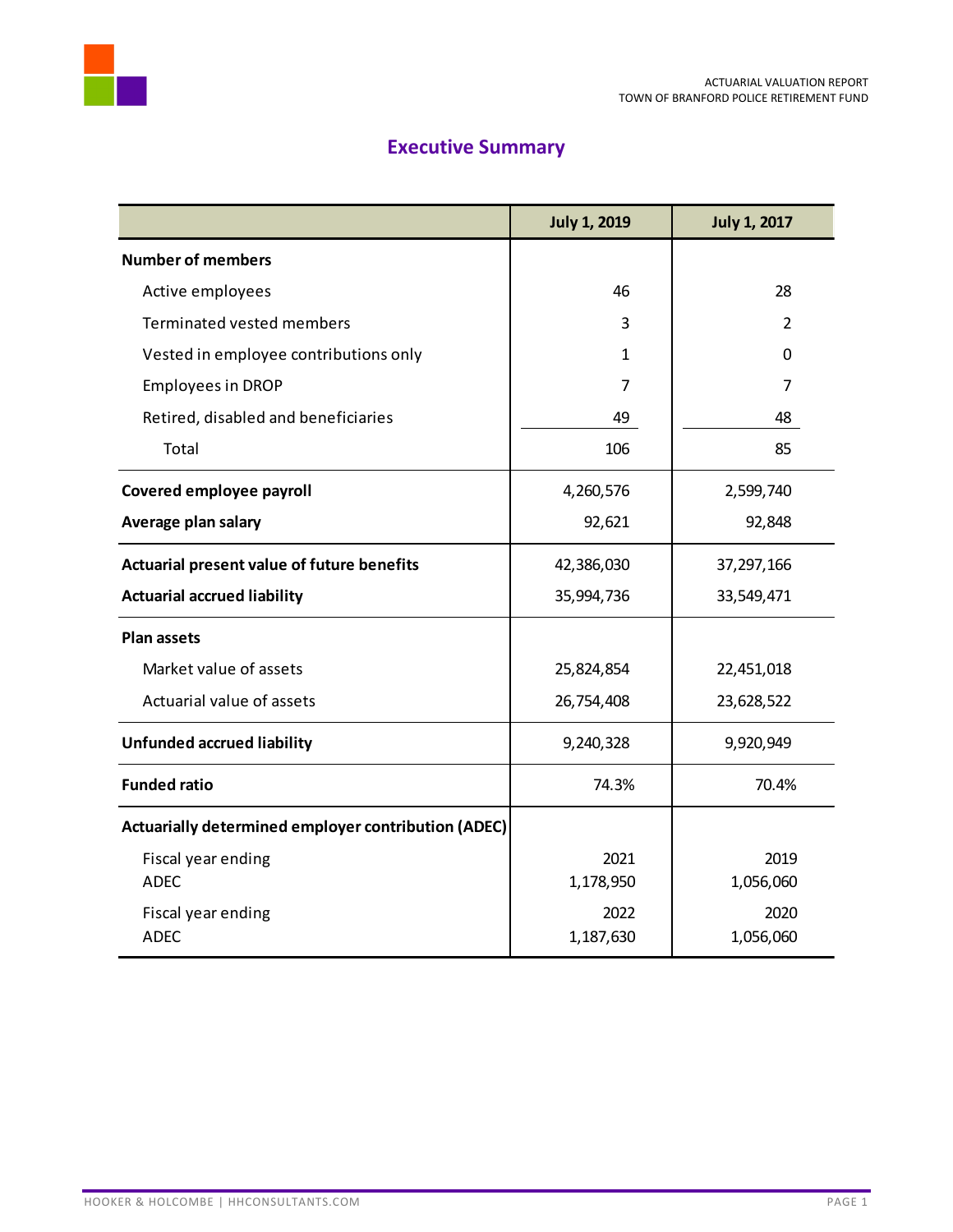## Executive Summary

| | July 1, 2019 | July 1, 2017 |
|---|---|---|
| **Number of members** | | |
| Active employees | 46 | 28 |
| Terminated vested members | 3 | 2 |
| Vested in employee contributions only | 1 | 0 |
| Employees in DROP | 7 | 7 |
| Retired, disabled and beneficiaries | 49 | 48 |
| Total | 106 | 85 |
| **Covered employee payroll** | 4,260,576 | 2,599,740 |
| **Average plan salary** | 92,621 | 92,848 |
| **Actuarial present value of future benefits** | 42,386,030 | 37,297,166 |
| **Actuarial accrued liability** | 35,994,736 | 33,549,471 |
| **Plan assets** | | |
| Market value of assets | 25,824,854 | 22,451,018 |
| Actuarial value of assets | 26,754,408 | 23,628,522 |
| **Unfunded accrued liability** | 9,240,328 | 9,920,949 |
| **Funded ratio** | 74.3% | 70.4% |
| **Actuarially determined employer contribution (ADEC)** | | |
| Fiscal year ending | 2021 | 2019 |
| ADEC | 1,178,950 | 1,056,060 |
| Fiscal year ending | 2022 | 2020 |
| ADEC | 1,187,630 | 1,056,060 |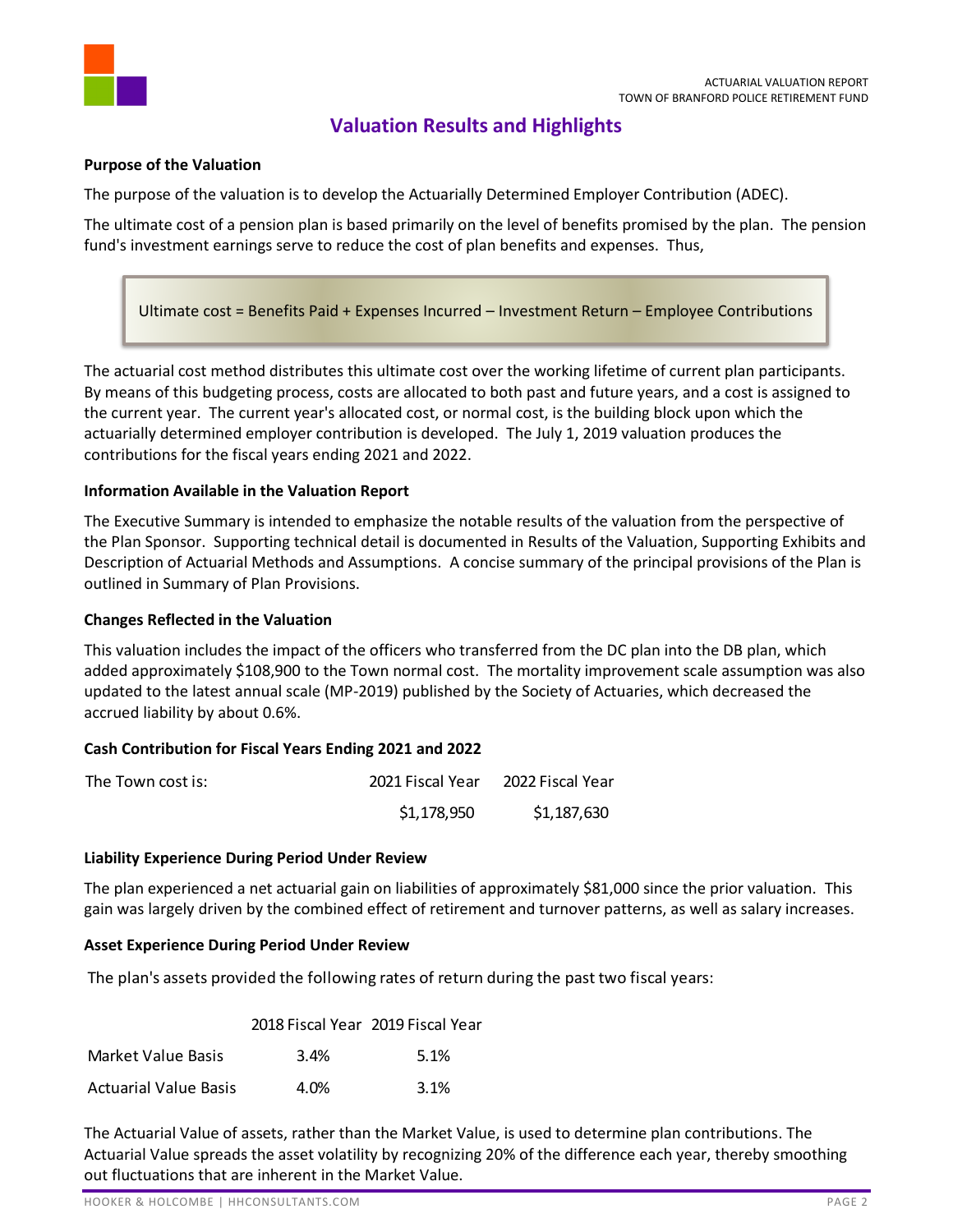# Valuation Results and Highlights

**Purpose of the Valuation**

The purpose of the valuation is to develop the Actuarially Determined Employer Contribution (ADEC).

The ultimate cost of a pension plan is based primarily on the level of benefits promised by the plan. The pension fund's investment earnings serve to reduce the cost of plan benefits and expenses. Thus,

> Ultimate cost = Benefits Paid + Expenses Incurred – Investment Return – Employee Contributions

The actuarial cost method distributes this ultimate cost over the working lifetime of current plan participants. By means of this budgeting process, costs are allocated to both past and future years, and a cost is assigned to the current year. The current year's allocated cost, or normal cost, is the building block upon which the actuarially determined employer contribution is developed. The July 1, 2019 valuation produces the contributions for the fiscal years ending 2021 and 2022.

**Information Available in the Valuation Report**

The Executive Summary is intended to emphasize the notable results of the valuation from the perspective of the Plan Sponsor. Supporting technical detail is documented in Results of the Valuation, Supporting Exhibits and Description of Actuarial Methods and Assumptions. A concise summary of the principal provisions of the Plan is outlined in Summary of Plan Provisions.

**Changes Reflected in the Valuation**

This valuation includes the impact of the officers who transferred from the DC plan into the DB plan, which added approximately $108,900 to the Town normal cost. The mortality improvement scale assumption was also updated to the latest annual scale (MP-2019) published by the Society of Actuaries, which decreased the accrued liability by about 0.6%.

**Cash Contribution for Fiscal Years Ending 2021 and 2022**

| The Town cost is: | 2021 Fiscal Year | 2022 Fiscal Year |
|---|---|---|
| | $1,178,950 | $1,187,630 |

**Liability Experience During Period Under Review**

The plan experienced a net actuarial gain on liabilities of approximately $81,000 since the prior valuation. This gain was largely driven by the combined effect of retirement and turnover patterns, as well as salary increases.

**Asset Experience During Period Under Review**

The plan's assets provided the following rates of return during the past two fiscal years:

| | 2018 Fiscal Year | 2019 Fiscal Year |
|---|---|---|
| Market Value Basis | 3.4% | 5.1% |
| Actuarial Value Basis | 4.0% | 3.1% |

The Actuarial Value of assets, rather than the Market Value, is used to determine plan contributions. The Actuarial Value spreads the asset volatility by recognizing 20% of the difference each year, thereby smoothing out fluctuations that are inherent in the Market Value.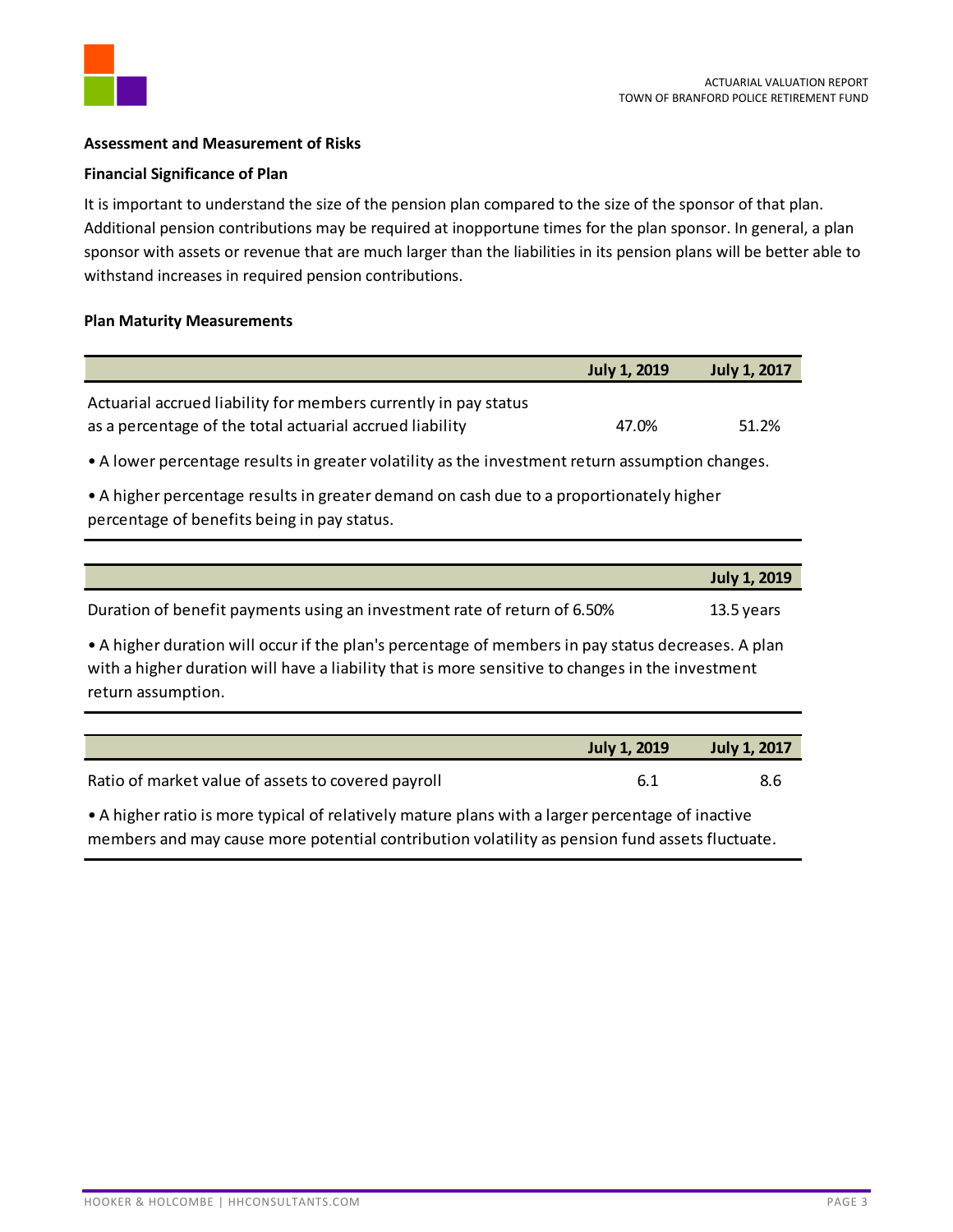**Assessment and Measurement of Risks**

**Financial Significance of Plan**

It is important to understand the size of the pension plan compared to the size of the sponsor of that plan. Additional pension contributions may be required at inopportune times for the plan sponsor. In general, a plan sponsor with assets or revenue that are much larger than the liabilities in its pension plans will be better able to withstand increases in required pension contributions.

**Plan Maturity Measurements**

| | July 1, 2019 | July 1, 2017 |
|---|---|---|
| Actuarial accrued liability for members currently in pay status as a percentage of the total actuarial accrued liability | 47.0% | 51.2% |

• A lower percentage results in greater volatility as the investment return assumption changes.

• A higher percentage results in greater demand on cash due to a proportionately higher percentage of benefits being in pay status.

| | July 1, 2019 |
|---|---|
| Duration of benefit payments using an investment rate of return of 6.50% | 13.5 years |

• A higher duration will occur if the plan's percentage of members in pay status decreases. A plan with a higher duration will have a liability that is more sensitive to changes in the investment return assumption.

| | July 1, 2019 | July 1, 2017 |
|---|---|---|
| Ratio of market value of assets to covered payroll | 6.1 | 8.6 |

• A higher ratio is more typical of relatively mature plans with a larger percentage of inactive members and may cause more potential contribution volatility as pension fund assets fluctuate.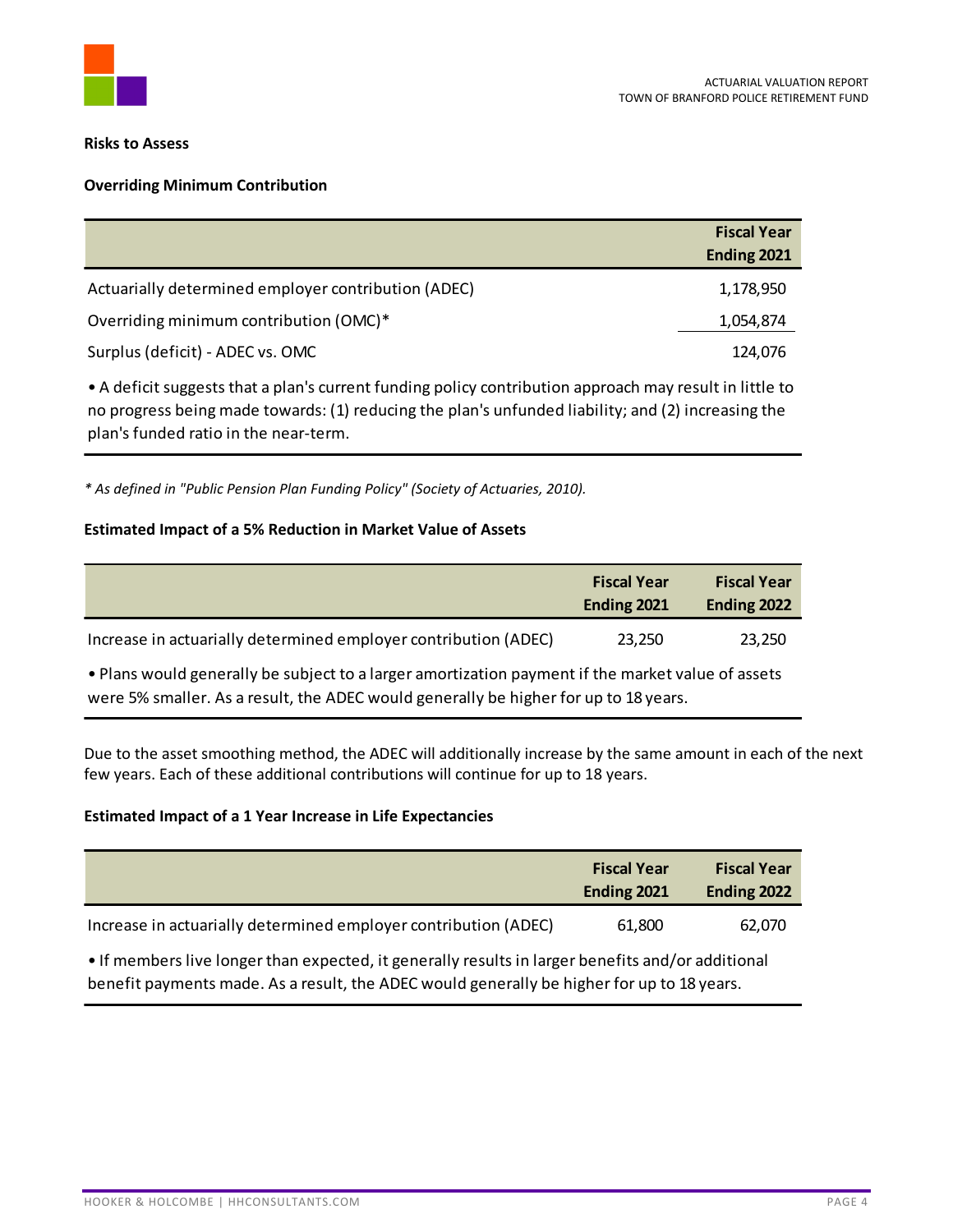**Risks to Assess**

**Overriding Minimum Contribution**

| | Fiscal Year Ending 2021 |
|---|---|
| Actuarially determined employer contribution (ADEC) | 1,178,950 |
| Overriding minimum contribution (OMC)* | 1,054,874 |
| Surplus (deficit) - ADEC vs. OMC | 124,076 |

• A deficit suggests that a plan's current funding policy contribution approach may result in little to no progress being made towards: (1) reducing the plan's unfunded liability; and (2) increasing the plan's funded ratio in the near-term.

*\* As defined in "Public Pension Plan Funding Policy" (Society of Actuaries, 2010).*

**Estimated Impact of a 5% Reduction in Market Value of Assets**

| | Fiscal Year Ending 2021 | Fiscal Year Ending 2022 |
|---|---|---|
| Increase in actuarially determined employer contribution (ADEC) | 23,250 | 23,250 |

• Plans would generally be subject to a larger amortization payment if the market value of assets were 5% smaller. As a result, the ADEC would generally be higher for up to 18 years.

Due to the asset smoothing method, the ADEC will additionally increase by the same amount in each of the next few years. Each of these additional contributions will continue for up to 18 years.

**Estimated Impact of a 1 Year Increase in Life Expectancies**

| | Fiscal Year Ending 2021 | Fiscal Year Ending 2022 |
|---|---|---|
| Increase in actuarially determined employer contribution (ADEC) | 61,800 | 62,070 |

• If members live longer than expected, it generally results in larger benefits and/or additional benefit payments made. As a result, the ADEC would generally be higher for up to 18 years.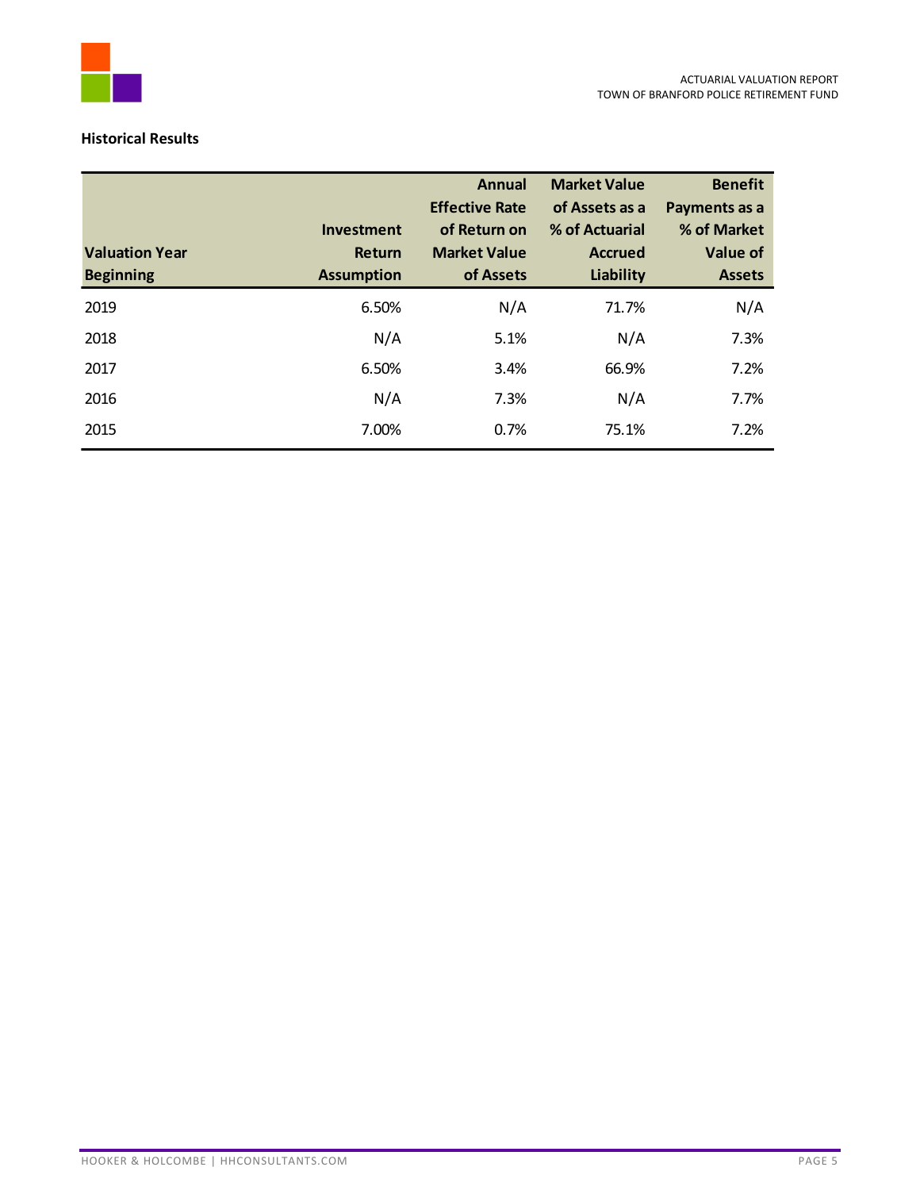**Historical Results**

| Valuation Year Beginning | Investment Return Assumption | Annual Effective Rate of Return on Market Value of Assets | Market Value of Assets as a % of Actuarial Accrued Liability | Benefit Payments as a % of Market Value of Assets |
|---|---|---|---|---|
| 2019 | 6.50% | N/A | 71.7% | N/A |
| 2018 | N/A | 5.1% | N/A | 7.3% |
| 2017 | 6.50% | 3.4% | 66.9% | 7.2% |
| 2016 | N/A | 7.3% | N/A | 7.7% |
| 2015 | 7.00% | 0.7% | 75.1% | 7.2% |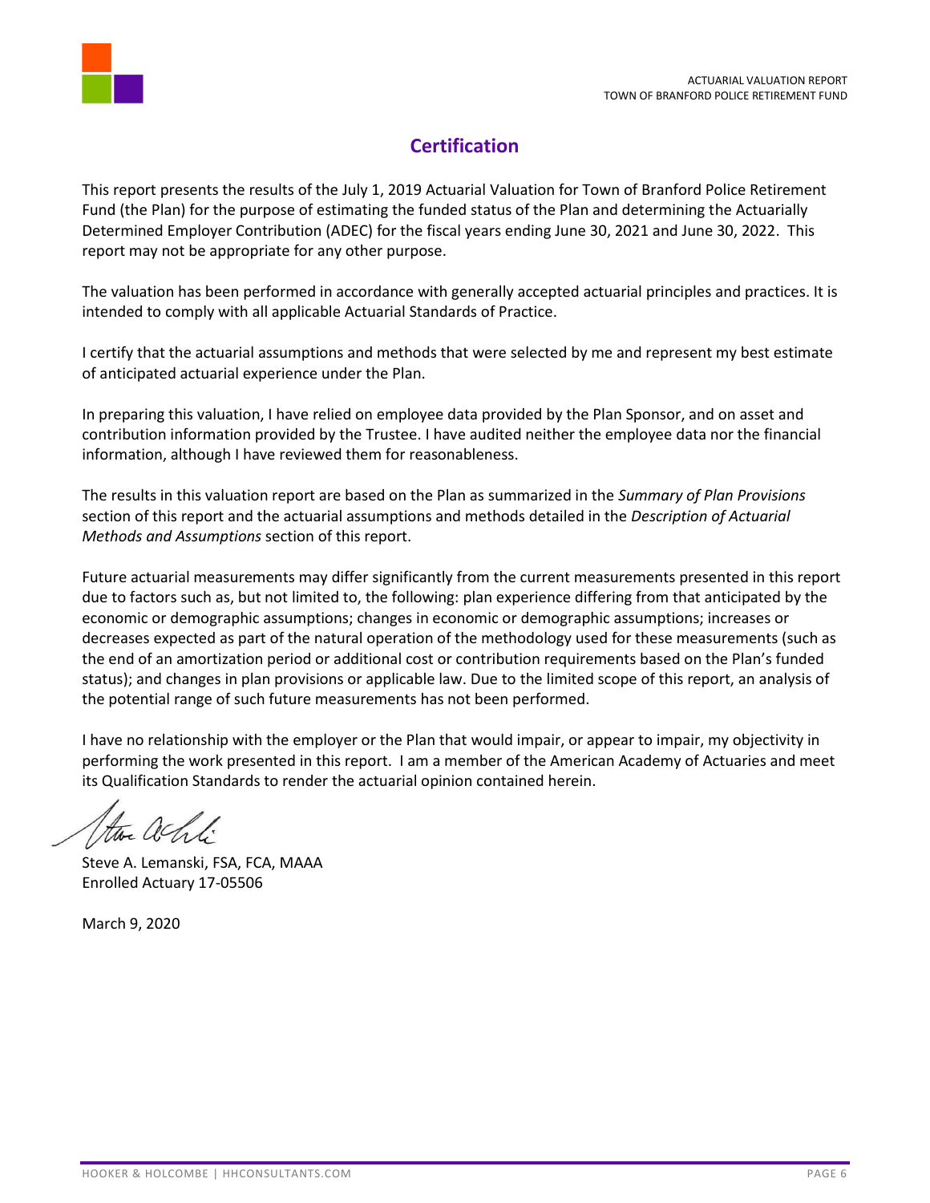## Certification

This report presents the results of the July 1, 2019 Actuarial Valuation for Town of Branford Police Retirement Fund (the Plan) for the purpose of estimating the funded status of the Plan and determining the Actuarially Determined Employer Contribution (ADEC) for the fiscal years ending June 30, 2021 and June 30, 2022. This report may not be appropriate for any other purpose.

The valuation has been performed in accordance with generally accepted actuarial principles and practices. It is intended to comply with all applicable Actuarial Standards of Practice.

I certify that the actuarial assumptions and methods that were selected by me and represent my best estimate of anticipated actuarial experience under the Plan.

In preparing this valuation, I have relied on employee data provided by the Plan Sponsor, and on asset and contribution information provided by the Trustee. I have audited neither the employee data nor the financial information, although I have reviewed them for reasonableness.

The results in this valuation report are based on the Plan as summarized in the *Summary of Plan Provisions* section of this report and the actuarial assumptions and methods detailed in the *Description of Actuarial Methods and Assumptions* section of this report.

Future actuarial measurements may differ significantly from the current measurements presented in this report due to factors such as, but not limited to, the following: plan experience differing from that anticipated by the economic or demographic assumptions; changes in economic or demographic assumptions; increases or decreases expected as part of the natural operation of the methodology used for these measurements (such as the end of an amortization period or additional cost or contribution requirements based on the Plan's funded status); and changes in plan provisions or applicable law. Due to the limited scope of this report, an analysis of the potential range of such future measurements has not been performed.

I have no relationship with the employer or the Plan that would impair, or appear to impair, my objectivity in performing the work presented in this report. I am a member of the American Academy of Actuaries and meet its Qualification Standards to render the actuarial opinion contained herein.

Steve A. Lemanski, FSA, FCA, MAAA
Enrolled Actuary 17-05506

March 9, 2020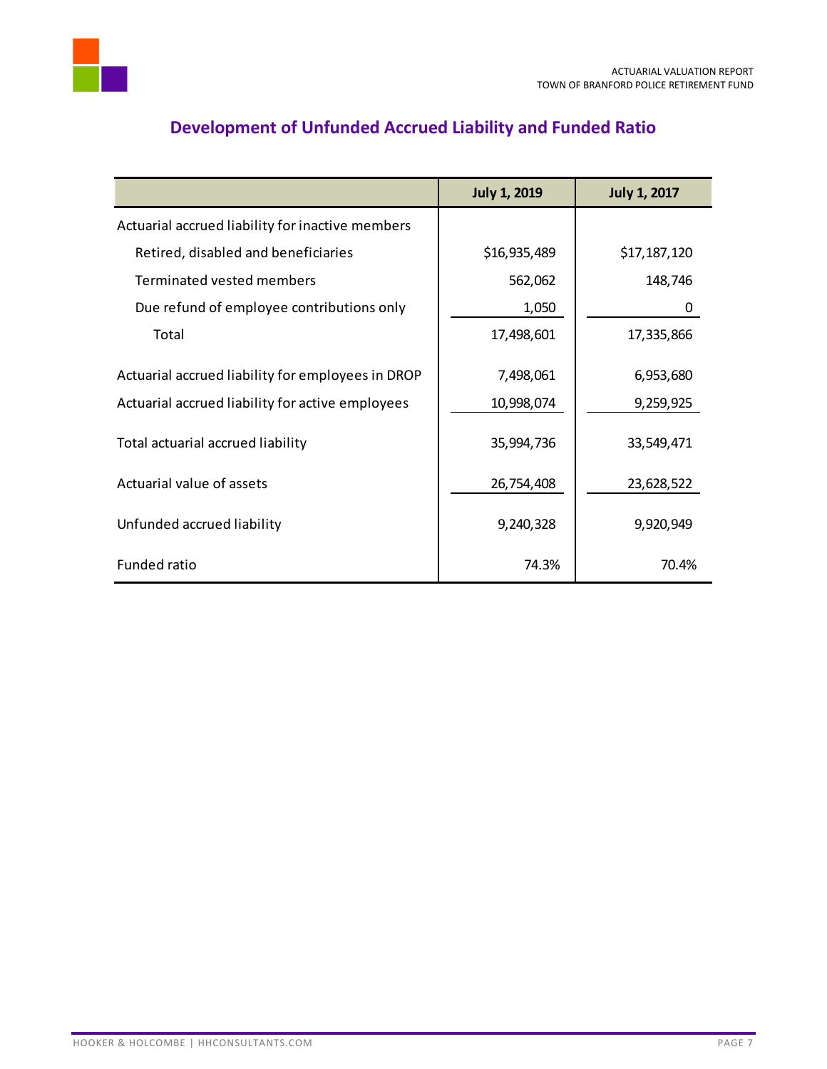## Development of Unfunded Accrued Liability and Funded Ratio

| | July 1, 2019 | July 1, 2017 |
|---|---|---|
| Actuarial accrued liability for inactive members | | |
| Retired, disabled and beneficiaries | $16,935,489 | $17,187,120 |
| Terminated vested members | 562,062 | 148,746 |
| Due refund of employee contributions only | 1,050 | 0 |
| Total | 17,498,601 | 17,335,866 |
| Actuarial accrued liability for employees in DROP | 7,498,061 | 6,953,680 |
| Actuarial accrued liability for active employees | 10,998,074 | 9,259,925 |
| Total actuarial accrued liability | 35,994,736 | 33,549,471 |
| Actuarial value of assets | 26,754,408 | 23,628,522 |
| Unfunded accrued liability | 9,240,328 | 9,920,949 |
| Funded ratio | 74.3% | 70.4% |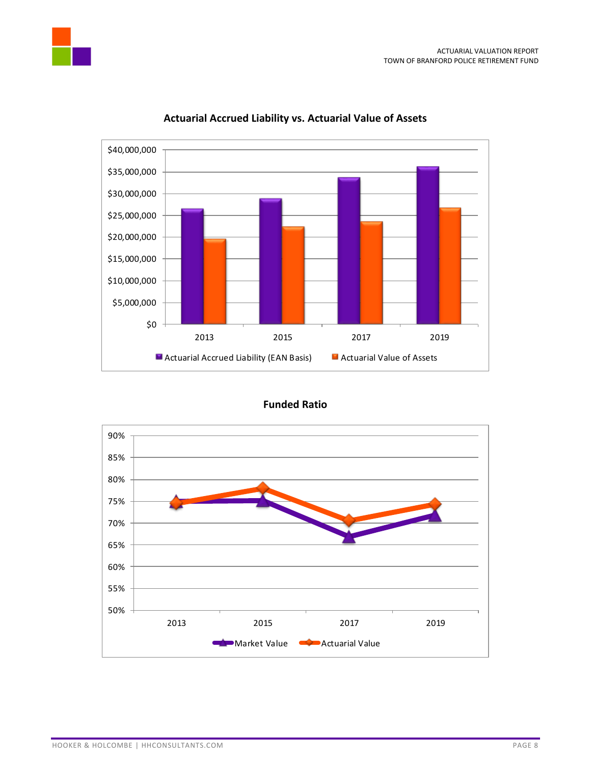**Actuarial Accrued Liability vs. Actuarial Value of Assets**

$40,000,000
$35,000,000
$30,000,000
$25,000,000
$20,000,000
$15,000,000
$10,000,000
$5,000,000
$0

2013 2015 2017 2019

Actuarial Accrued Liability (EAN Basis) Actuarial Value of Assets

**Funded Ratio**

90%
85%
80%
75%
70%
65%
60%
55%
50%

2013 2015 2017 2019

Market Value Actuarial Value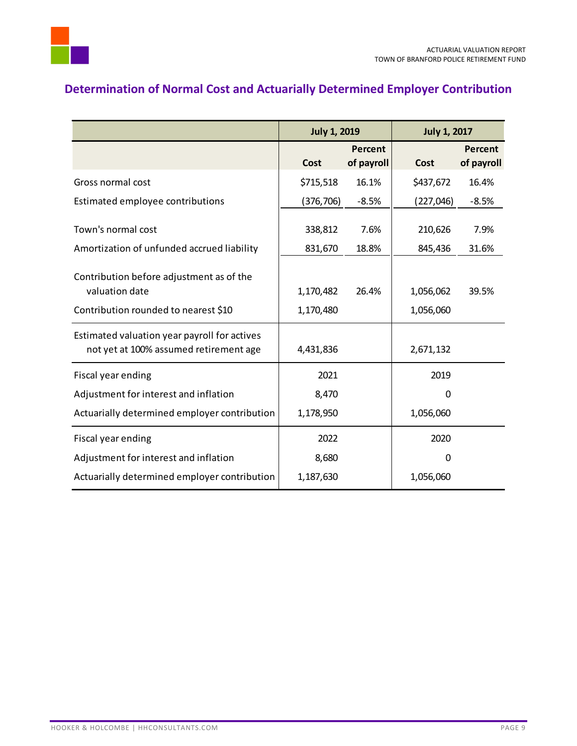## Determination of Normal Cost and Actuarially Determined Employer Contribution

| | July 1, 2019 | | July 1, 2017 | |
|---|---|---|---|---|
| | Cost | Percent of payroll | Cost | Percent of payroll |
| Gross normal cost | $715,518 | 16.1% | $437,672 | 16.4% |
| Estimated employee contributions | (376,706) | -8.5% | (227,046) | -8.5% |
| Town's normal cost | 338,812 | 7.6% | 210,626 | 7.9% |
| Amortization of unfunded accrued liability | 831,670 | 18.8% | 845,436 | 31.6% |
| Contribution before adjustment as of the valuation date | 1,170,482 | 26.4% | 1,056,062 | 39.5% |
| Contribution rounded to nearest $10 | 1,170,480 | | 1,056,060 | |
| Estimated valuation year payroll for actives not yet at 100% assumed retirement age | 4,431,836 | | 2,671,132 | |
| Fiscal year ending | 2021 | | 2019 | |
| Adjustment for interest and inflation | 8,470 | | 0 | |
| Actuarially determined employer contribution | 1,178,950 | | 1,056,060 | |
| Fiscal year ending | 2022 | | 2020 | |
| Adjustment for interest and inflation | 8,680 | | 0 | |
| Actuarially determined employer contribution | 1,187,630 | | 1,056,060 | |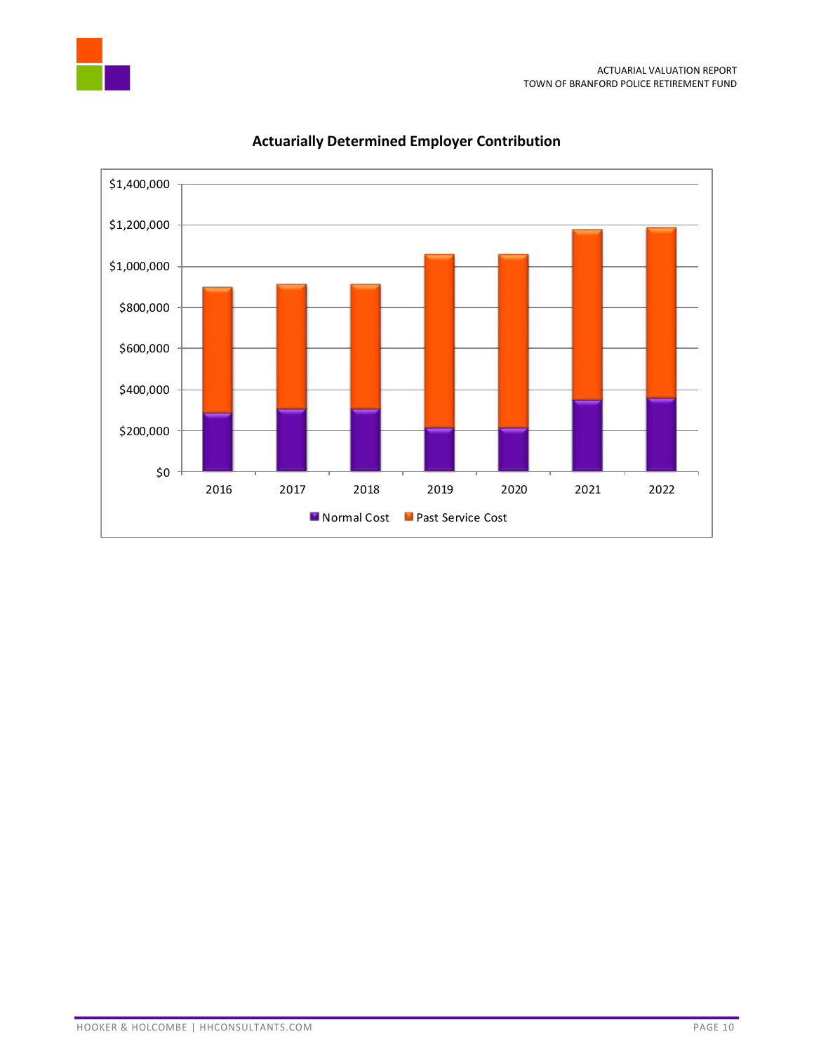**Actuarially Determined Employer Contribution**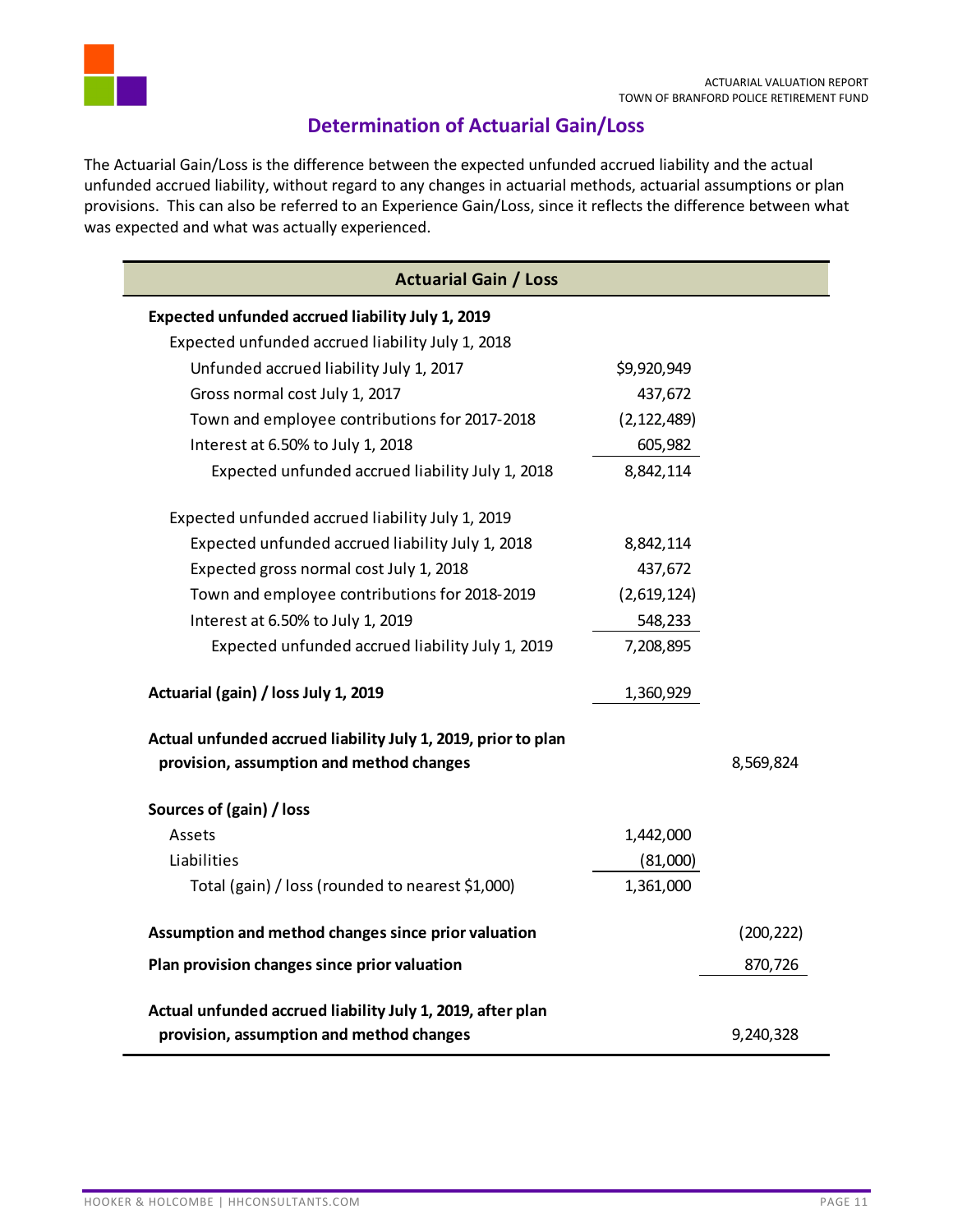## Determination of Actuarial Gain/Loss

The Actuarial Gain/Loss is the difference between the expected unfunded accrued liability and the actual unfunded accrued liability, without regard to any changes in actuarial methods, actuarial assumptions or plan provisions. This can also be referred to an Experience Gain/Loss, since it reflects the difference between what was expected and what was actually experienced.

| Actuarial Gain / Loss | | |
|---|---|---|
| **Expected unfunded accrued liability July 1, 2019** | | |
| Expected unfunded accrued liability July 1, 2018 | | |
| Unfunded accrued liability July 1, 2017 | $9,920,949 | |
| Gross normal cost July 1, 2017 | 437,672 | |
| Town and employee contributions for 2017-2018 | (2,122,489) | |
| Interest at 6.50% to July 1, 2018 | 605,982 | |
| Expected unfunded accrued liability July 1, 2018 | 8,842,114 | |
| Expected unfunded accrued liability July 1, 2019 | | |
| Expected unfunded accrued liability July 1, 2018 | 8,842,114 | |
| Expected gross normal cost July 1, 2018 | 437,672 | |
| Town and employee contributions for 2018-2019 | (2,619,124) | |
| Interest at 6.50% to July 1, 2019 | 548,233 | |
| Expected unfunded accrued liability July 1, 2019 | 7,208,895 | |
| **Actuarial (gain) / loss July 1, 2019** | 1,360,929 | |
| **Actual unfunded accrued liability July 1, 2019, prior to plan provision, assumption and method changes** | | 8,569,824 |
| **Sources of (gain) / loss** | | |
| Assets | 1,442,000 | |
| Liabilities | (81,000) | |
| Total (gain) / loss (rounded to nearest $1,000) | 1,361,000 | |
| **Assumption and method changes since prior valuation** | | (200,222) |
| **Plan provision changes since prior valuation** | | 870,726 |
| **Actual unfunded accrued liability July 1, 2019, after plan provision, assumption and method changes** | | 9,240,328 |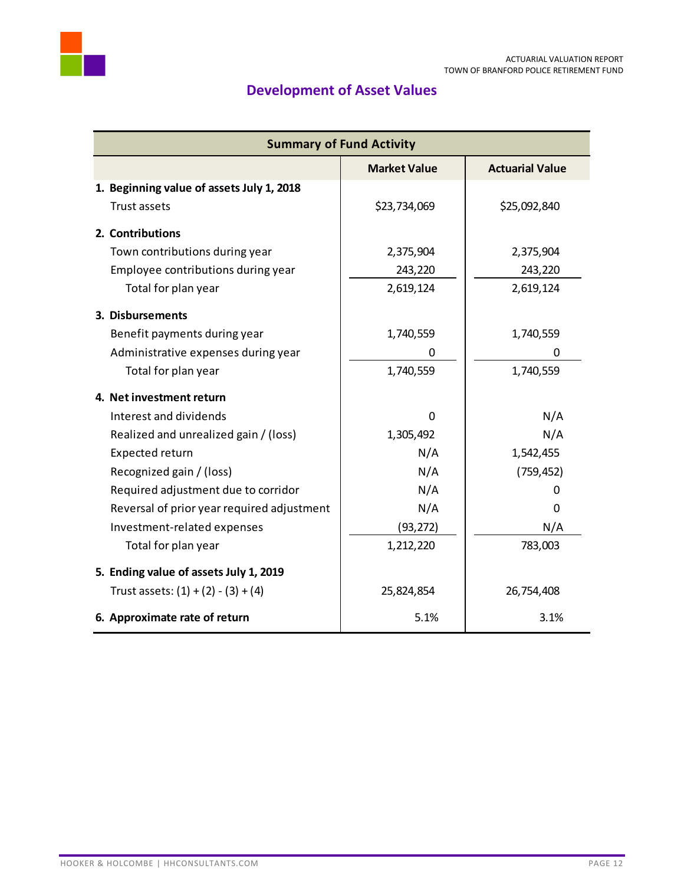## Development of Asset Values

| Summary of Fund Activity | | |
|---|---|---|
| | **Market Value** | **Actuarial Value** |
| **1. Beginning value of assets July 1, 2018** | | |
| Trust assets | $23,734,069 | $25,092,840 |
| **2. Contributions** | | |
| Town contributions during year | 2,375,904 | 2,375,904 |
| Employee contributions during year | 243,220 | 243,220 |
| Total for plan year | 2,619,124 | 2,619,124 |
| **3. Disbursements** | | |
| Benefit payments during year | 1,740,559 | 1,740,559 |
| Administrative expenses during year | 0 | 0 |
| Total for plan year | 1,740,559 | 1,740,559 |
| **4. Net investment return** | | |
| Interest and dividends | 0 | N/A |
| Realized and unrealized gain / (loss) | 1,305,492 | N/A |
| Expected return | N/A | 1,542,455 |
| Recognized gain / (loss) | N/A | (759,452) |
| Required adjustment due to corridor | N/A | 0 |
| Reversal of prior year required adjustment | N/A | 0 |
| Investment-related expenses | (93,272) | N/A |
| Total for plan year | 1,212,220 | 783,003 |
| **5. Ending value of assets July 1, 2019** | | |
| Trust assets: (1) + (2) - (3) + (4) | 25,824,854 | 26,754,408 |
| **6. Approximate rate of return** | 5.1% | 3.1% |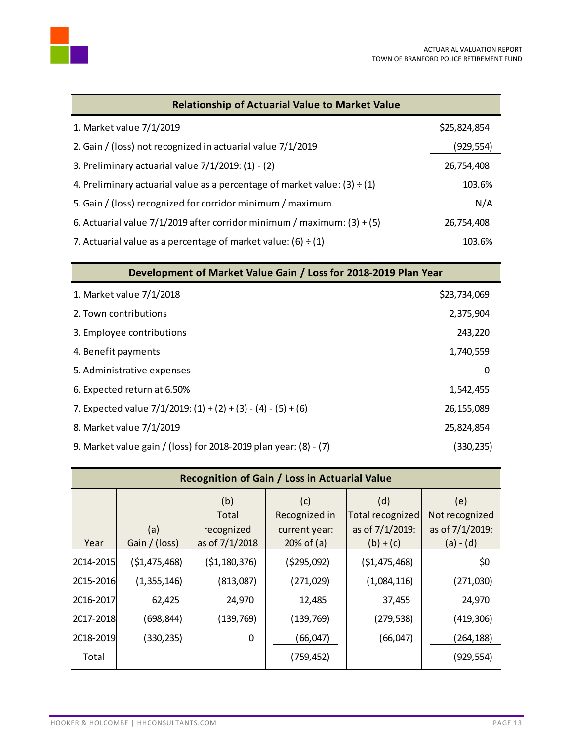| Relationship of Actuarial Value to Market Value | |
|---|---|
| 1. Market value 7/1/2019 | $25,824,854 |
| 2. Gain / (loss) not recognized in actuarial value 7/1/2019 | (929,554) |
| 3. Preliminary actuarial value 7/1/2019: (1) - (2) | 26,754,408 |
| 4. Preliminary actuarial value as a percentage of market value: (3) ÷ (1) | 103.6% |
| 5. Gain / (loss) recognized for corridor minimum / maximum | N/A |
| 6. Actuarial value 7/1/2019 after corridor minimum / maximum: (3) + (5) | 26,754,408 |
| 7. Actuarial value as a percentage of market value: (6) ÷ (1) | 103.6% |

| Development of Market Value Gain / Loss for 2018-2019 Plan Year | |
|---|---|
| 1. Market value 7/1/2018 | $23,734,069 |
| 2. Town contributions | 2,375,904 |
| 3. Employee contributions | 243,220 |
| 4. Benefit payments | 1,740,559 |
| 5. Administrative expenses | 0 |
| 6. Expected return at 6.50% | 1,542,455 |
| 7. Expected value 7/1/2019: (1) + (2) + (3) - (4) - (5) + (6) | 26,155,089 |
| 8. Market value 7/1/2019 | 25,824,854 |
| 9. Market value gain / (loss) for 2018-2019 plan year: (8) - (7) | (330,235) |

| Recognition of Gain / Loss in Actuarial Value | | | | | |
|---|---|---|---|---|---|
| Year | (a) Gain / (loss) | (b) Total recognized as of 7/1/2018 | (c) Recognized in current year: 20% of (a) | (d) Total recognized as of 7/1/2019: (b) + (c) | (e) Not recognized as of 7/1/2019: (a) - (d) |
| 2014-2015 | ($1,475,468) | ($1,180,376) | ($295,092) | ($1,475,468) | $0 |
| 2015-2016 | (1,355,146) | (813,087) | (271,029) | (1,084,116) | (271,030) |
| 2016-2017 | 62,425 | 24,970 | 12,485 | 37,455 | 24,970 |
| 2017-2018 | (698,844) | (139,769) | (139,769) | (279,538) | (419,306) |
| 2018-2019 | (330,235) | 0 | (66,047) | (66,047) | (264,188) |
| Total | | | (759,452) | | (929,554) |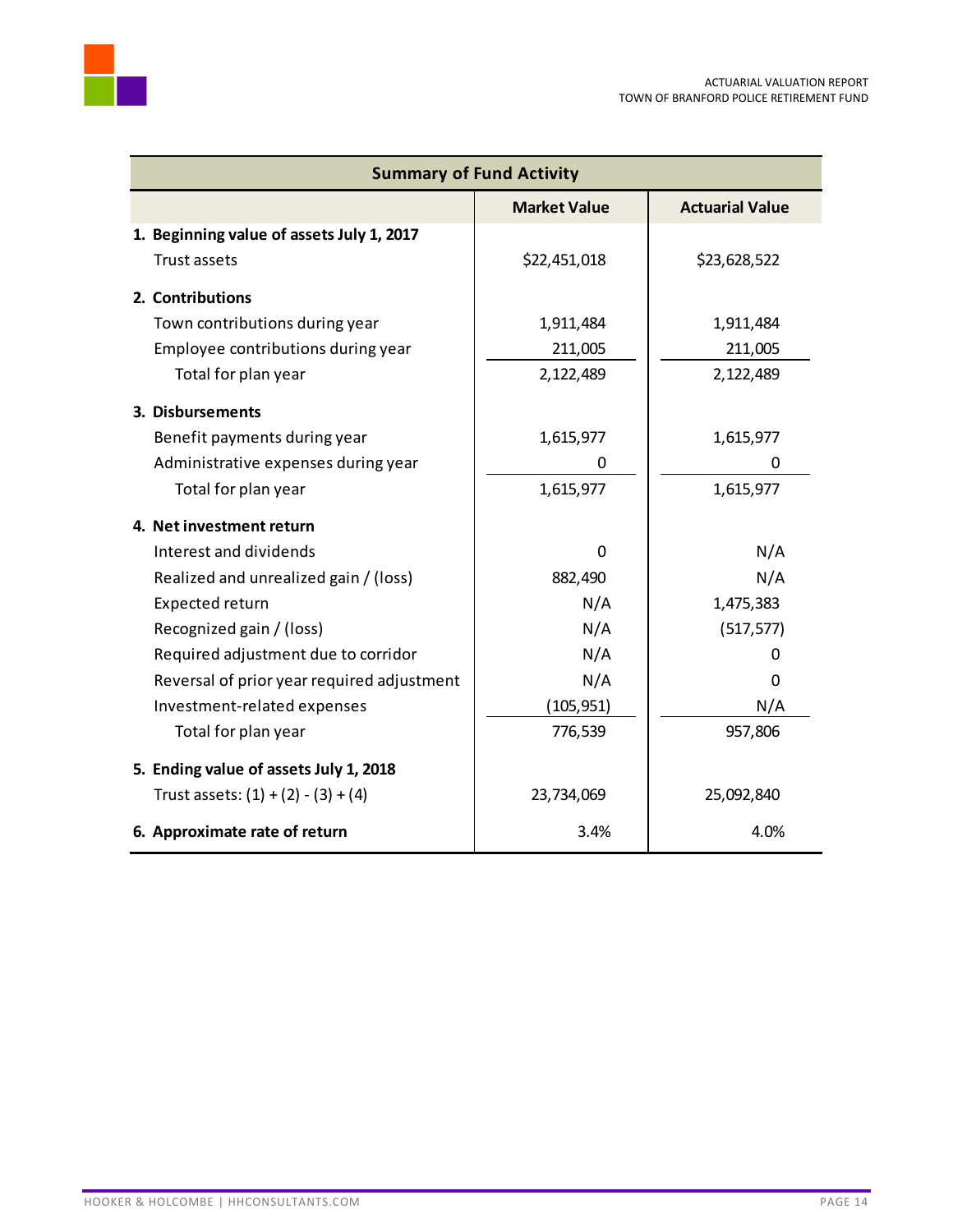| Summary of Fund Activity | | |
|---|---|---|
| | **Market Value** | **Actuarial Value** |
| **1. Beginning value of assets July 1, 2017** | | |
| Trust assets | $22,451,018 | $23,628,522 |
| **2. Contributions** | | |
| Town contributions during year | 1,911,484 | 1,911,484 |
| Employee contributions during year | 211,005 | 211,005 |
| Total for plan year | 2,122,489 | 2,122,489 |
| **3. Disbursements** | | |
| Benefit payments during year | 1,615,977 | 1,615,977 |
| Administrative expenses during year | 0 | 0 |
| Total for plan year | 1,615,977 | 1,615,977 |
| **4. Net investment return** | | |
| Interest and dividends | 0 | N/A |
| Realized and unrealized gain / (loss) | 882,490 | N/A |
| Expected return | N/A | 1,475,383 |
| Recognized gain / (loss) | N/A | (517,577) |
| Required adjustment due to corridor | N/A | 0 |
| Reversal of prior year required adjustment | N/A | 0 |
| Investment-related expenses | (105,951) | N/A |
| Total for plan year | 776,539 | 957,806 |
| **5. Ending value of assets July 1, 2018** | | |
| Trust assets: (1) + (2) - (3) + (4) | 23,734,069 | 25,092,840 |
| **6. Approximate rate of return** | 3.4% | 4.0% |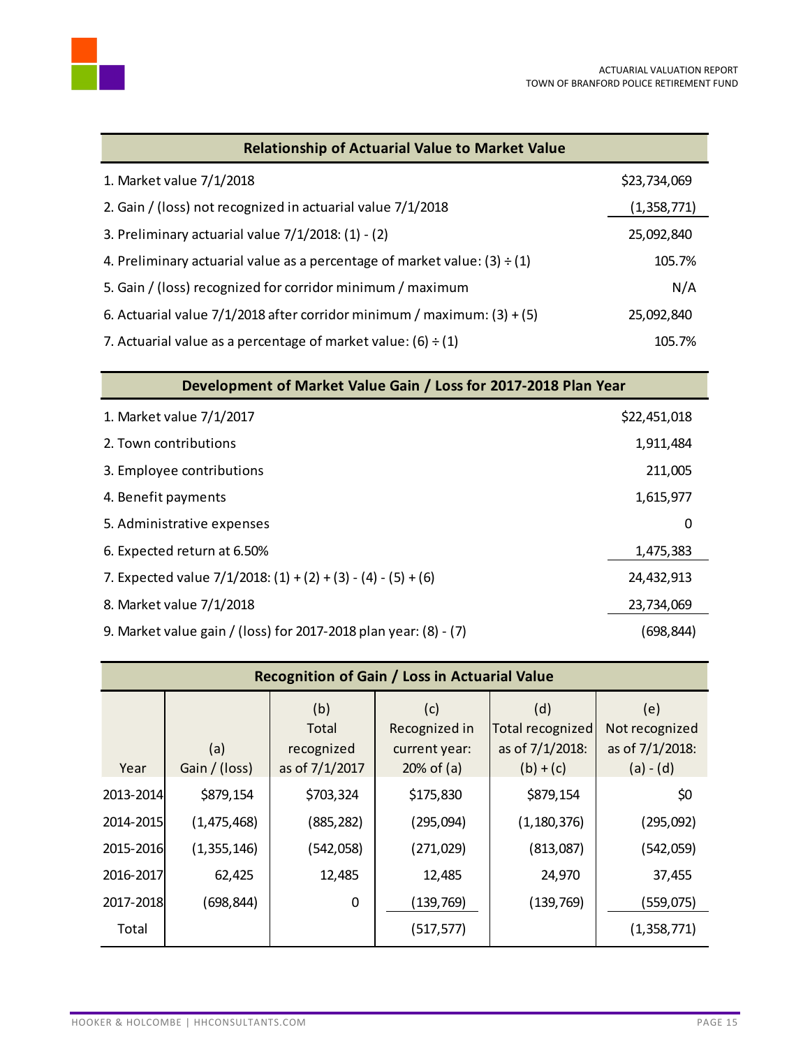| Relationship of Actuarial Value to Market Value | |
|---|---|
| 1. Market value 7/1/2018 | $23,734,069 |
| 2. Gain / (loss) not recognized in actuarial value 7/1/2018 | (1,358,771) |
| 3. Preliminary actuarial value 7/1/2018: (1) - (2) | 25,092,840 |
| 4. Preliminary actuarial value as a percentage of market value: (3) ÷ (1) | 105.7% |
| 5. Gain / (loss) recognized for corridor minimum / maximum | N/A |
| 6. Actuarial value 7/1/2018 after corridor minimum / maximum: (3) + (5) | 25,092,840 |
| 7. Actuarial value as a percentage of market value: (6) ÷ (1) | 105.7% |

| Development of Market Value Gain / Loss for 2017-2018 Plan Year | |
|---|---|
| 1. Market value 7/1/2017 | $22,451,018 |
| 2. Town contributions | 1,911,484 |
| 3. Employee contributions | 211,005 |
| 4. Benefit payments | 1,615,977 |
| 5. Administrative expenses | 0 |
| 6. Expected return at 6.50% | 1,475,383 |
| 7. Expected value 7/1/2018: (1) + (2) + (3) - (4) - (5) + (6) | 24,432,913 |
| 8. Market value 7/1/2018 | 23,734,069 |
| 9. Market value gain / (loss) for 2017-2018 plan year: (8) - (7) | (698,844) |

**Recognition of Gain / Loss in Actuarial Value**

| Year | (a) Gain / (loss) | (b) Total recognized as of 7/1/2017 | (c) Recognized in current year: 20% of (a) | (d) Total recognized as of 7/1/2018: (b) + (c) | (e) Not recognized as of 7/1/2018: (a) - (d) |
|---|---|---|---|---|---|
| 2013-2014 | $879,154 | $703,324 | $175,830 | $879,154 | $0 |
| 2014-2015 | (1,475,468) | (885,282) | (295,094) | (1,180,376) | (295,092) |
| 2015-2016 | (1,355,146) | (542,058) | (271,029) | (813,087) | (542,059) |
| 2016-2017 | 62,425 | 12,485 | 12,485 | 24,970 | 37,455 |
| 2017-2018 | (698,844) | 0 | (139,769) | (139,769) | (559,075) |
| Total | | | (517,577) | | (1,358,771) |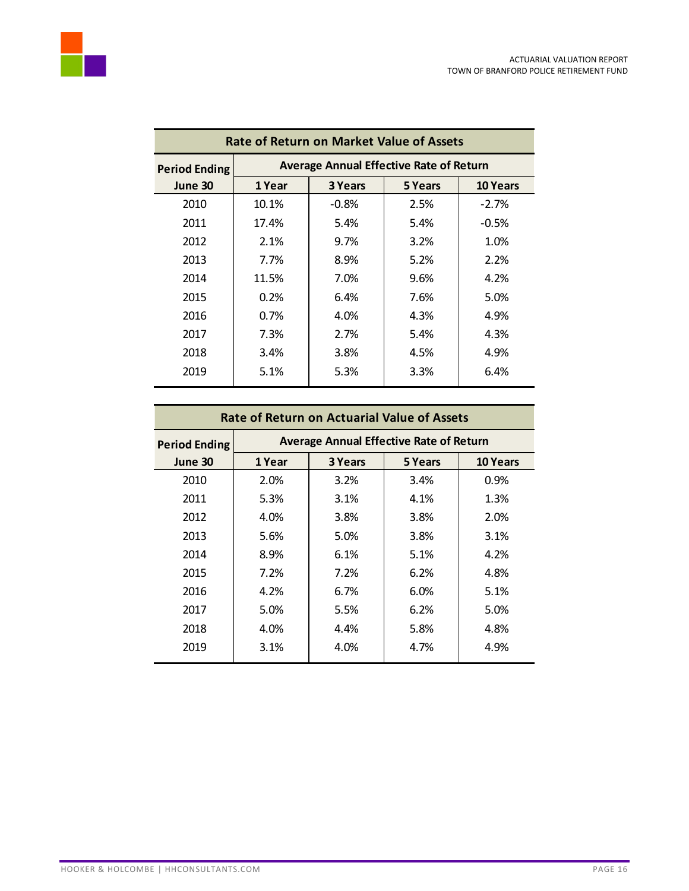| Rate of Return on Market Value of Assets | | | | |
|---|---|---|---|---|
| Period Ending | Average Annual Effective Rate of Return | | | |
| June 30 | 1 Year | 3 Years | 5 Years | 10 Years |
| 2010 | 10.1% | -0.8% | 2.5% | -2.7% |
| 2011 | 17.4% | 5.4% | 5.4% | -0.5% |
| 2012 | 2.1% | 9.7% | 3.2% | 1.0% |
| 2013 | 7.7% | 8.9% | 5.2% | 2.2% |
| 2014 | 11.5% | 7.0% | 9.6% | 4.2% |
| 2015 | 0.2% | 6.4% | 7.6% | 5.0% |
| 2016 | 0.7% | 4.0% | 4.3% | 4.9% |
| 2017 | 7.3% | 2.7% | 5.4% | 4.3% |
| 2018 | 3.4% | 3.8% | 4.5% | 4.9% |
| 2019 | 5.1% | 5.3% | 3.3% | 6.4% |

| Rate of Return on Actuarial Value of Assets | | | | |
|---|---|---|---|---|
| Period Ending | Average Annual Effective Rate of Return | | | |
| June 30 | 1 Year | 3 Years | 5 Years | 10 Years |
| 2010 | 2.0% | 3.2% | 3.4% | 0.9% |
| 2011 | 5.3% | 3.1% | 4.1% | 1.3% |
| 2012 | 4.0% | 3.8% | 3.8% | 2.0% |
| 2013 | 5.6% | 5.0% | 3.8% | 3.1% |
| 2014 | 8.9% | 6.1% | 5.1% | 4.2% |
| 2015 | 7.2% | 7.2% | 6.2% | 4.8% |
| 2016 | 4.2% | 6.7% | 6.0% | 5.1% |
| 2017 | 5.0% | 5.5% | 6.2% | 5.0% |
| 2018 | 4.0% | 4.4% | 5.8% | 4.8% |
| 2019 | 3.1% | 4.0% | 4.7% | 4.9% |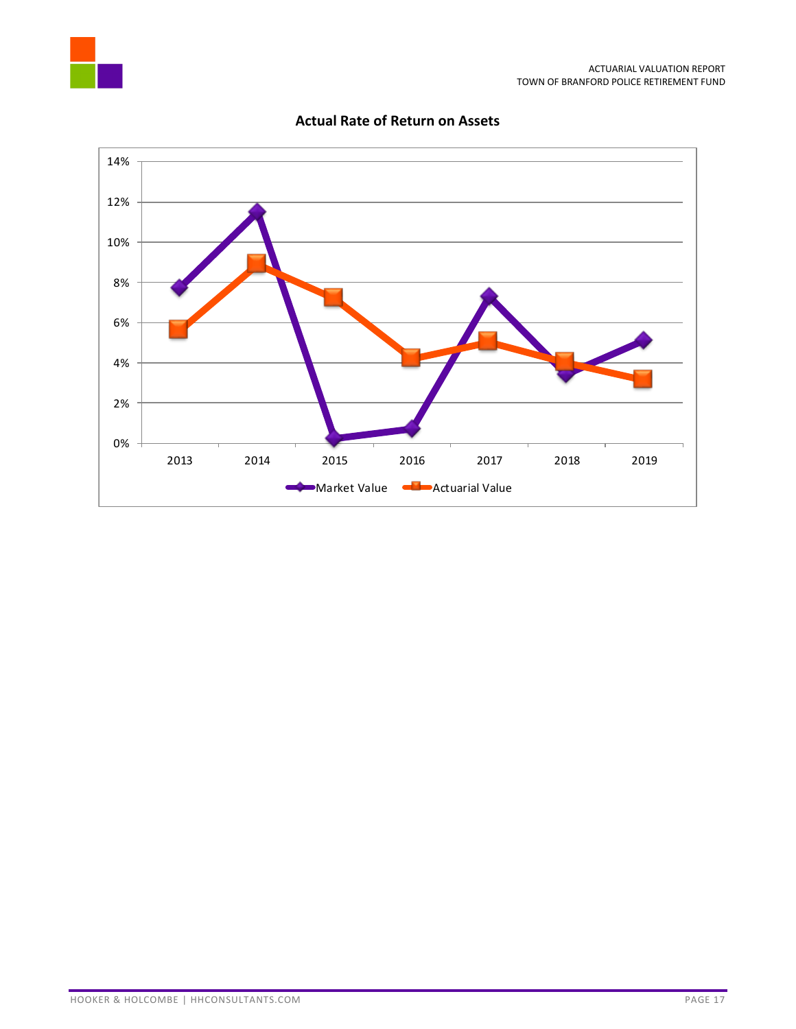## Actual Rate of Return on Assets

14%
12%
10%
8%
6%
4%
2%
0%

2013 2014 2015 2016 2017 2018 2019

Market Value Actuarial Value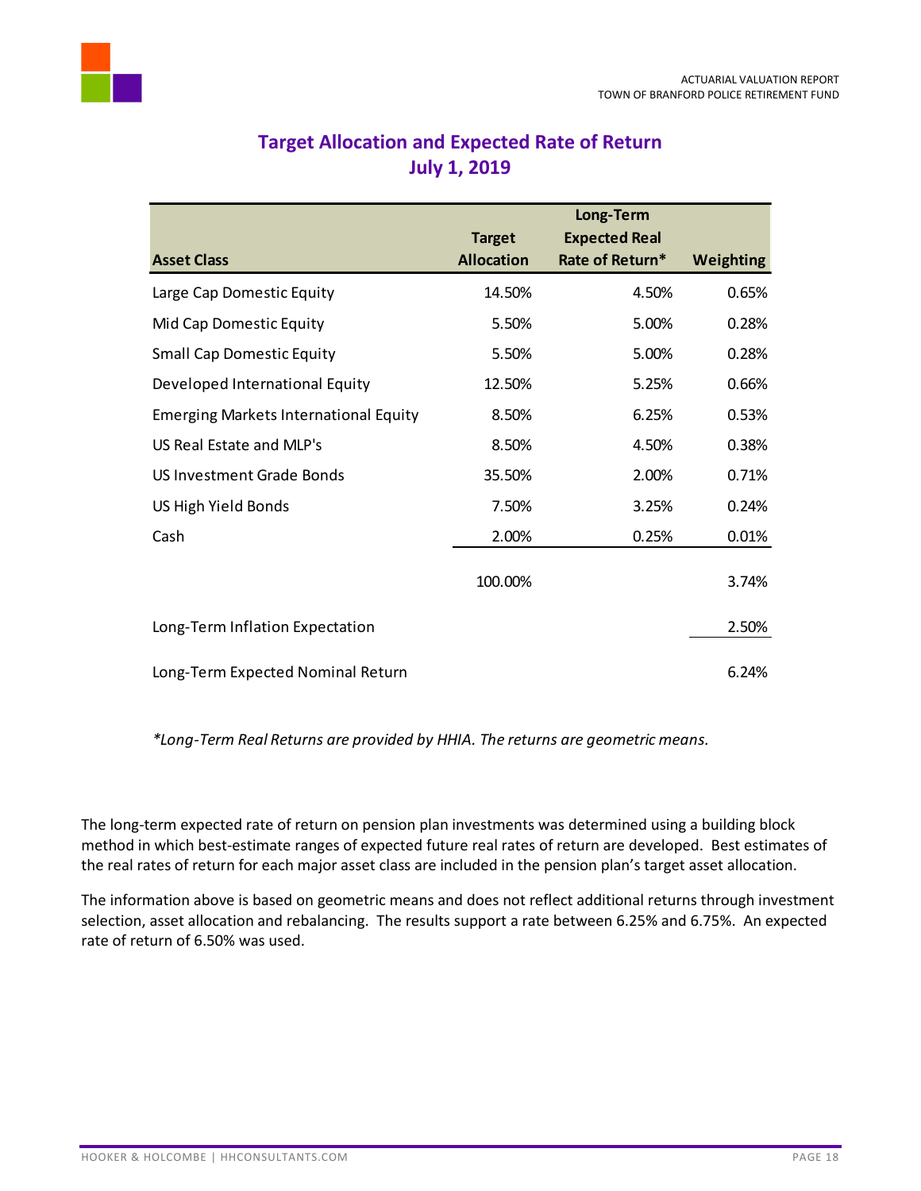## Target Allocation and Expected Rate of Return
## July 1, 2019

| Asset Class | Target Allocation | Long-Term Expected Real Rate of Return* | Weighting |
|---|---|---|---|
| Large Cap Domestic Equity | 14.50% | 4.50% | 0.65% |
| Mid Cap Domestic Equity | 5.50% | 5.00% | 0.28% |
| Small Cap Domestic Equity | 5.50% | 5.00% | 0.28% |
| Developed International Equity | 12.50% | 5.25% | 0.66% |
| Emerging Markets International Equity | 8.50% | 6.25% | 0.53% |
| US Real Estate and MLP's | 8.50% | 4.50% | 0.38% |
| US Investment Grade Bonds | 35.50% | 2.00% | 0.71% |
| US High Yield Bonds | 7.50% | 3.25% | 0.24% |
| Cash | 2.00% | 0.25% | 0.01% |
| | 100.00% | | 3.74% |
| Long-Term Inflation Expectation | | | 2.50% |
| Long-Term Expected Nominal Return | | | 6.24% |

*\*Long-Term Real Returns are provided by HHIA. The returns are geometric means.*

The long-term expected rate of return on pension plan investments was determined using a building block method in which best-estimate ranges of expected future real rates of return are developed. Best estimates of the real rates of return for each major asset class are included in the pension plan's target asset allocation.

The information above is based on geometric means and does not reflect additional returns through investment selection, asset allocation and rebalancing. The results support a rate between 6.25% and 6.75%. An expected rate of return of 6.50% was used.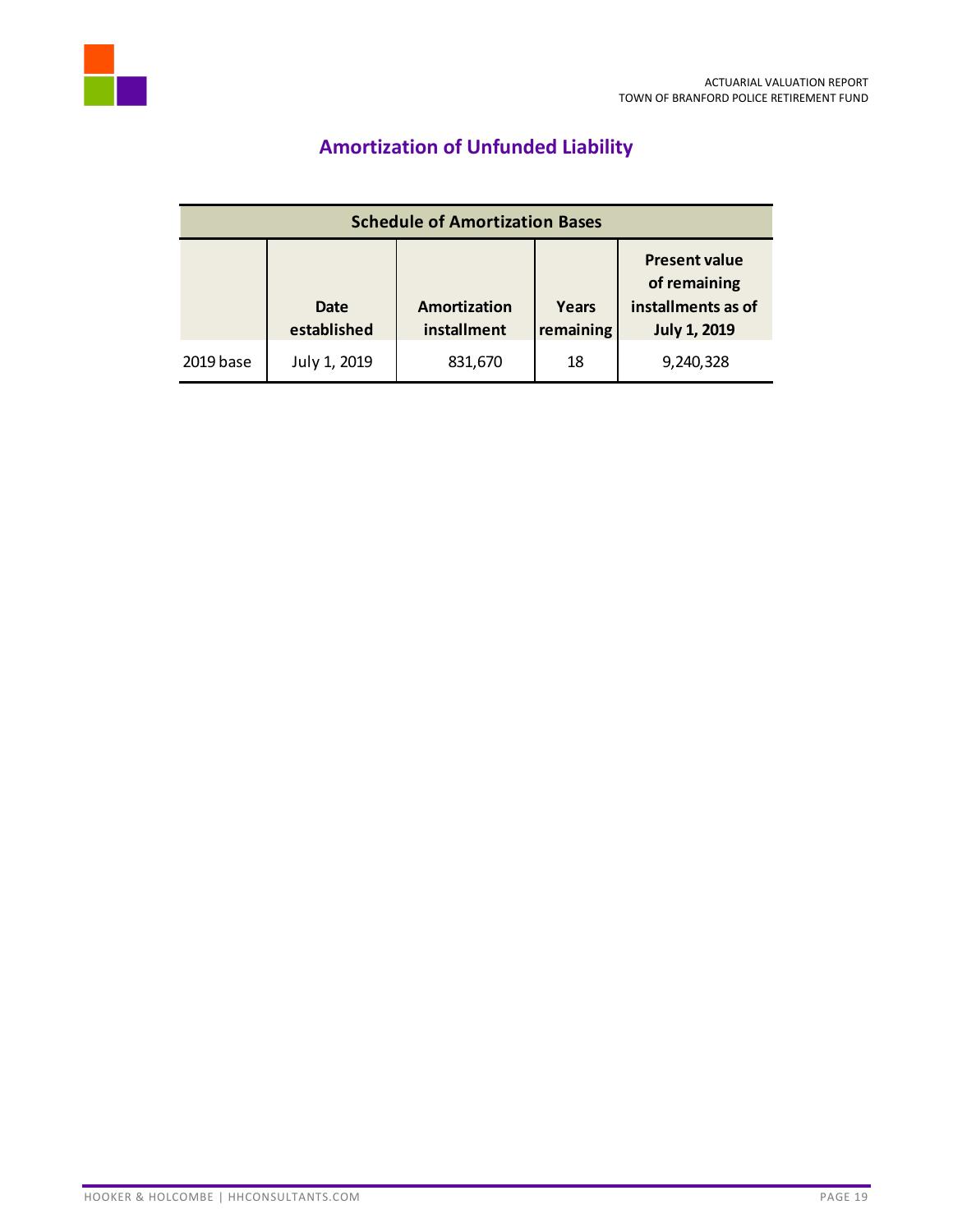## Amortization of Unfunded Liability

| Schedule of Amortization Bases | | | | |
|---|---|---|---|---|
| | Date established | Amortization installment | Years remaining | Present value of remaining installments as of July 1, 2019 |
| 2019 base | July 1, 2019 | 831,670 | 18 | 9,240,328 |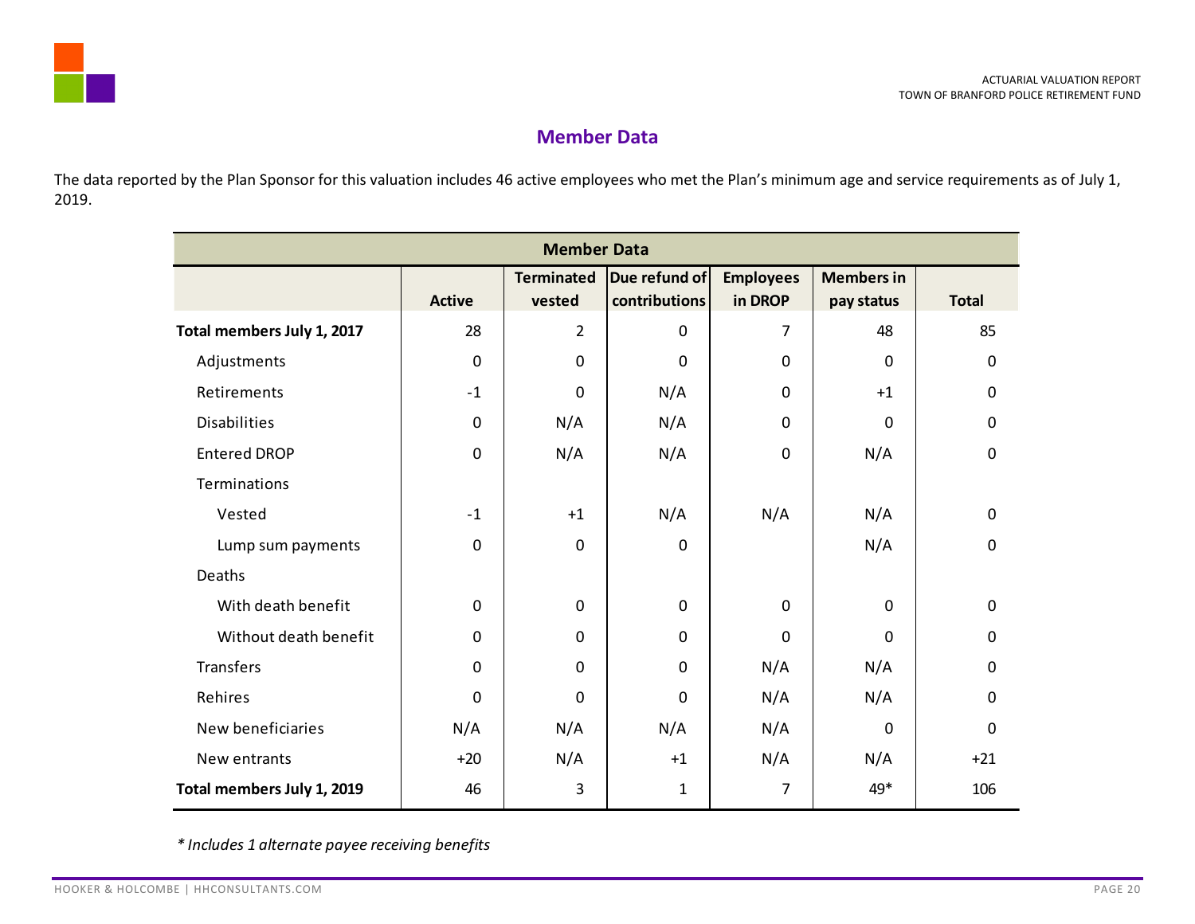## Member Data

The data reported by the Plan Sponsor for this valuation includes 46 active employees who met the Plan's minimum age and service requirements as of July 1, 2019.

| Member Data | | | | | | |
|---|---|---|---|---|---|---|
| | Active | Terminated vested | Due refund of contributions | Employees in DROP | Members in pay status | Total |
| **Total members July 1, 2017** | 28 | 2 | 0 | 7 | 48 | 85 |
| Adjustments | 0 | 0 | 0 | 0 | 0 | 0 |
| Retirements | -1 | 0 | N/A | 0 | +1 | 0 |
| Disabilities | 0 | N/A | N/A | 0 | 0 | 0 |
| Entered DROP | 0 | N/A | N/A | 0 | N/A | 0 |
| Terminations | | | | | | |
| Vested | -1 | +1 | N/A | N/A | N/A | 0 |
| Lump sum payments | 0 | 0 | 0 | | N/A | 0 |
| Deaths | | | | | | |
| With death benefit | 0 | 0 | 0 | 0 | 0 | 0 |
| Without death benefit | 0 | 0 | 0 | 0 | 0 | 0 |
| Transfers | 0 | 0 | 0 | N/A | N/A | 0 |
| Rehires | 0 | 0 | 0 | N/A | N/A | 0 |
| New beneficiaries | N/A | N/A | N/A | N/A | 0 | 0 |
| New entrants | +20 | N/A | +1 | N/A | N/A | +21 |
| **Total members July 1, 2019** | 46 | 3 | 1 | 7 | 49* | 106 |

*\* Includes 1 alternate payee receiving benefits*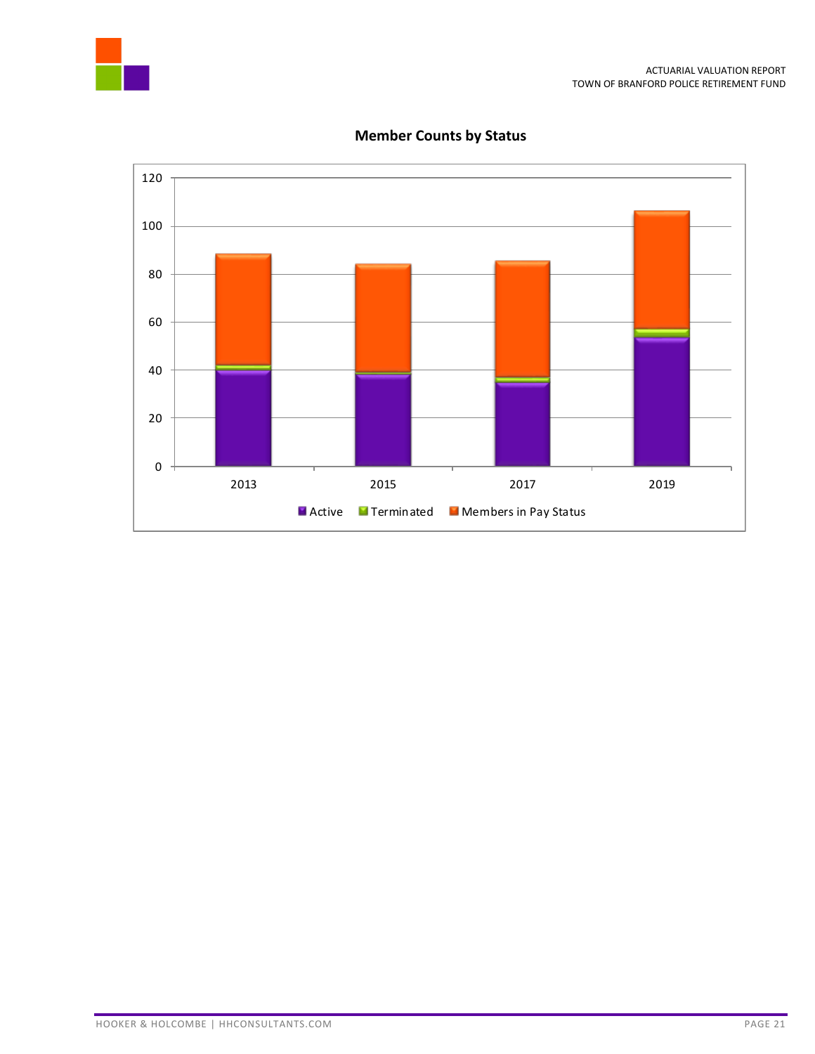## Member Counts by Status

| | Active | Terminated | Members in Pay Status |
|---|---|---|---|
| 2013 | | | |
| 2015 | | | |
| 2017 | | | |
| 2019 | | | |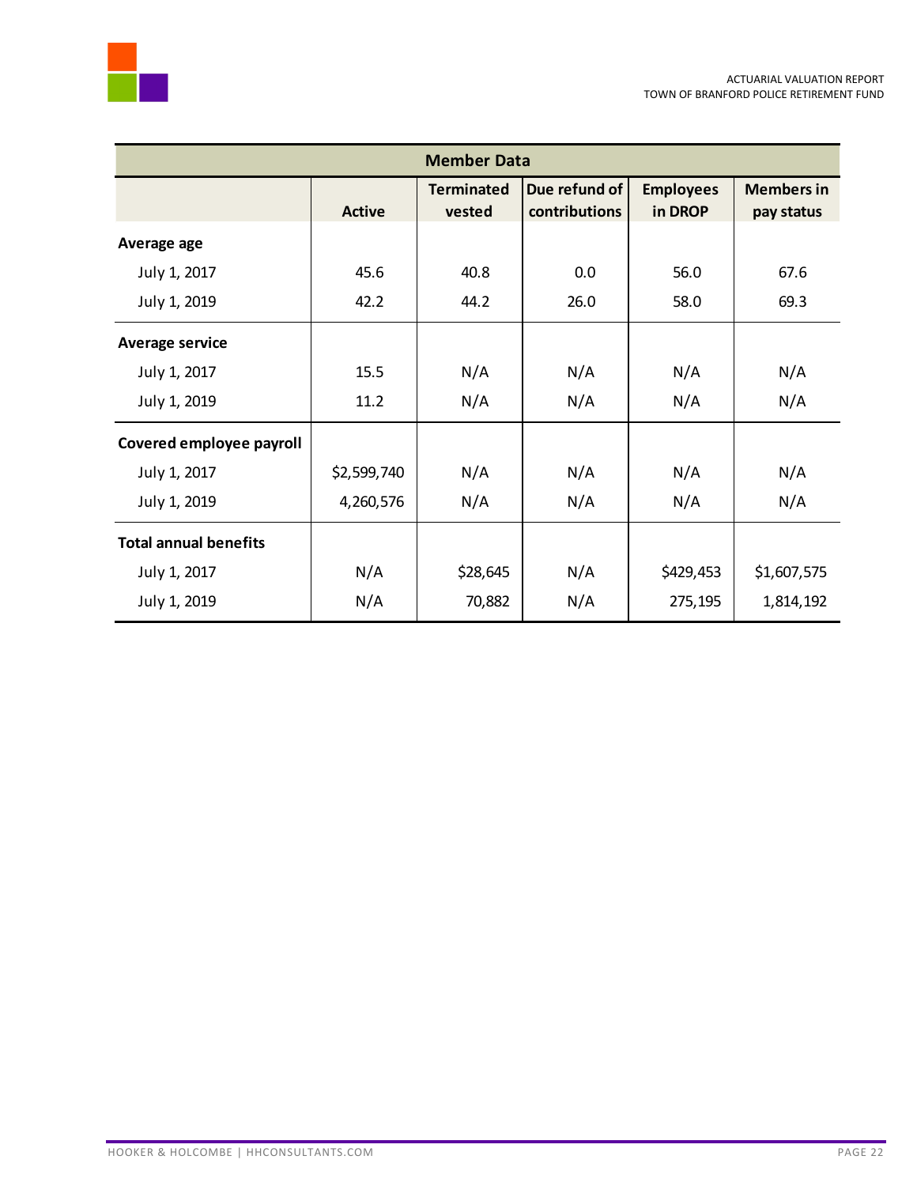| Member Data | | | | | |
|---|---|---|---|---|---|
| | **Active** | **Terminated vested** | **Due refund of contributions** | **Employees in DROP** | **Members in pay status** |
| **Average age** | | | | | |
| July 1, 2017 | 45.6 | 40.8 | 0.0 | 56.0 | 67.6 |
| July 1, 2019 | 42.2 | 44.2 | 26.0 | 58.0 | 69.3 |
| **Average service** | | | | | |
| July 1, 2017 | 15.5 | N/A | N/A | N/A | N/A |
| July 1, 2019 | 11.2 | N/A | N/A | N/A | N/A |
| **Covered employee payroll** | | | | | |
| July 1, 2017 | $2,599,740 | N/A | N/A | N/A | N/A |
| July 1, 2019 | 4,260,576 | N/A | N/A | N/A | N/A |
| **Total annual benefits** | | | | | |
| July 1, 2017 | N/A | $28,645 | N/A | $429,453 | $1,607,575 |
| July 1, 2019 | N/A | 70,882 | N/A | 275,195 | 1,814,192 |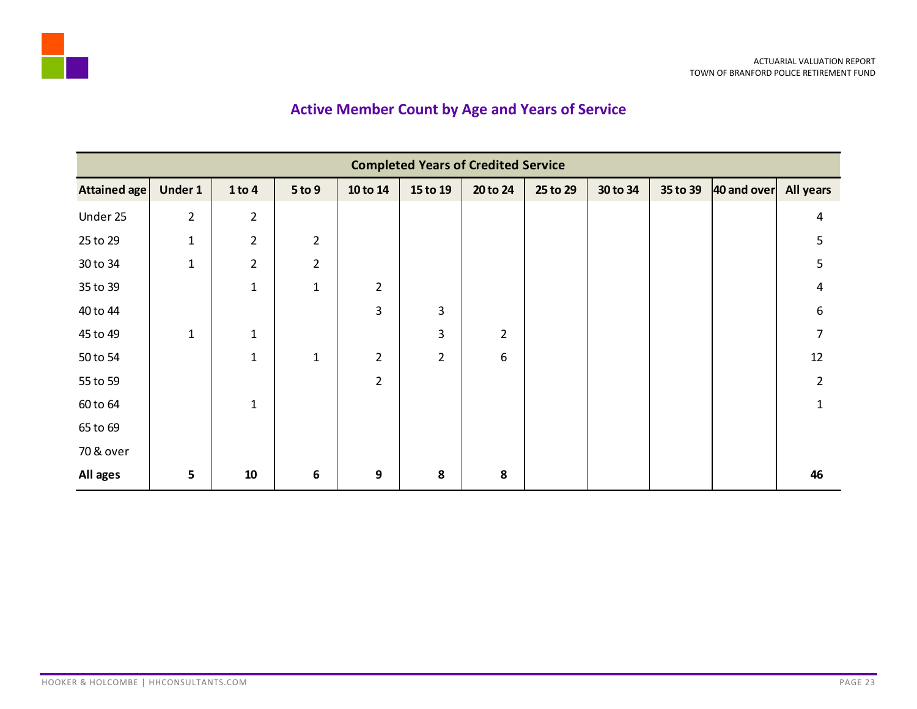## Active Member Count by Age and Years of Service

| | Completed Years of Credited Service | | | | | | | | | | |
|---|---|---|---|---|---|---|---|---|---|---|---|
| **Attained age** | **Under 1** | **1 to 4** | **5 to 9** | **10 to 14** | **15 to 19** | **20 to 24** | **25 to 29** | **30 to 34** | **35 to 39** | **40 and over** | **All years** |
| Under 25 | 2 | 2 | | | | | | | | | 4 |
| 25 to 29 | 1 | 2 | 2 | | | | | | | | 5 |
| 30 to 34 | 1 | 2 | 2 | | | | | | | | 5 |
| 35 to 39 | | 1 | 1 | 2 | | | | | | | 4 |
| 40 to 44 | | | | 3 | 3 | | | | | | 6 |
| 45 to 49 | 1 | 1 | | | 3 | 2 | | | | | 7 |
| 50 to 54 | | 1 | 1 | 2 | 2 | 6 | | | | | 12 |
| 55 to 59 | | | | 2 | | | | | | | 2 |
| 60 to 64 | | 1 | | | | | | | | | 1 |
| 65 to 69 | | | | | | | | | | | |
| 70 & over | | | | | | | | | | | |
| **All ages** | **5** | **10** | **6** | **9** | **8** | **8** | | | | | **46** |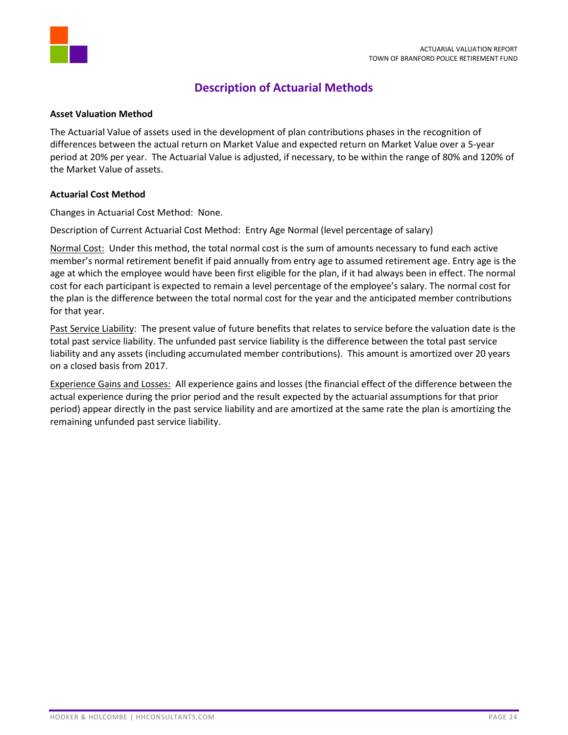## Description of Actuarial Methods

**Asset Valuation Method**

The Actuarial Value of assets used in the development of plan contributions phases in the recognition of differences between the actual return on Market Value and expected return on Market Value over a 5-year period at 20% per year. The Actuarial Value is adjusted, if necessary, to be within the range of 80% and 120% of the Market Value of assets.

**Actuarial Cost Method**

Changes in Actuarial Cost Method: None.

Description of Current Actuarial Cost Method: Entry Age Normal (level percentage of salary)

Normal Cost: Under this method, the total normal cost is the sum of amounts necessary to fund each active member's normal retirement benefit if paid annually from entry age to assumed retirement age. Entry age is the age at which the employee would have been first eligible for the plan, if it had always been in effect. The normal cost for each participant is expected to remain a level percentage of the employee's salary. The normal cost for the plan is the difference between the total normal cost for the year and the anticipated member contributions for that year.

Past Service Liability: The present value of future benefits that relates to service before the valuation date is the total past service liability. The unfunded past service liability is the difference between the total past service liability and any assets (including accumulated member contributions). This amount is amortized over 20 years on a closed basis from 2017.

Experience Gains and Losses: All experience gains and losses (the financial effect of the difference between the actual experience during the prior period and the result expected by the actuarial assumptions for that prior period) appear directly in the past service liability and are amortized at the same rate the plan is amortizing the remaining unfunded past service liability.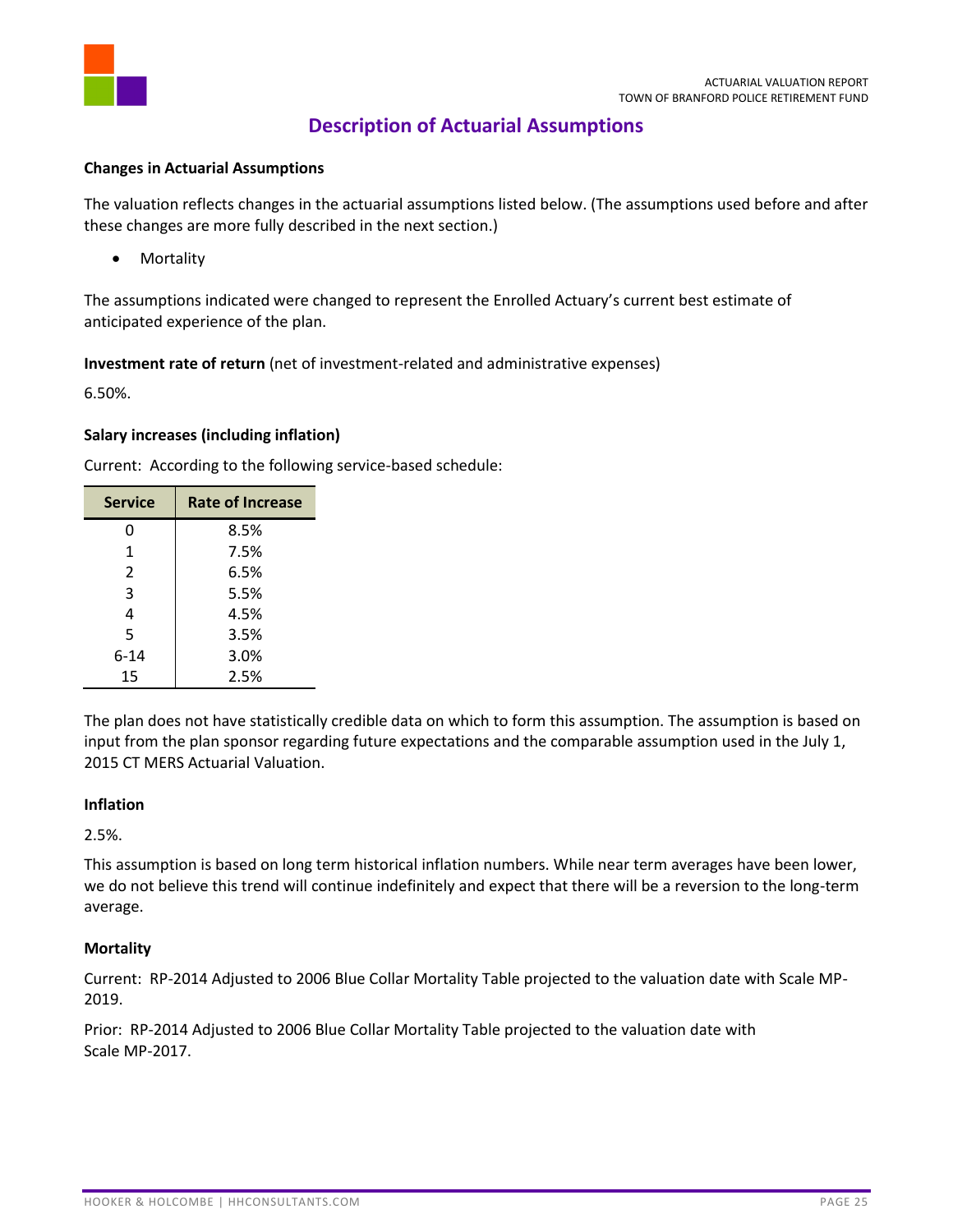# Description of Actuarial Assumptions

**Changes in Actuarial Assumptions**

The valuation reflects changes in the actuarial assumptions listed below. (The assumptions used before and after these changes are more fully described in the next section.)

- Mortality

The assumptions indicated were changed to represent the Enrolled Actuary's current best estimate of anticipated experience of the plan.

**Investment rate of return** (net of investment-related and administrative expenses)

6.50%.

**Salary increases (including inflation)**

Current: According to the following service-based schedule:

| Service | Rate of Increase |
|---|---|
| 0 | 8.5% |
| 1 | 7.5% |
| 2 | 6.5% |
| 3 | 5.5% |
| 4 | 4.5% |
| 5 | 3.5% |
| 6-14 | 3.0% |
| 15 | 2.5% |

The plan does not have statistically credible data on which to form this assumption. The assumption is based on input from the plan sponsor regarding future expectations and the comparable assumption used in the July 1, 2015 CT MERS Actuarial Valuation.

**Inflation**

2.5%.

This assumption is based on long term historical inflation numbers. While near term averages have been lower, we do not believe this trend will continue indefinitely and expect that there will be a reversion to the long-term average.

**Mortality**

Current: RP-2014 Adjusted to 2006 Blue Collar Mortality Table projected to the valuation date with Scale MP-2019.

Prior: RP-2014 Adjusted to 2006 Blue Collar Mortality Table projected to the valuation date with Scale MP-2017.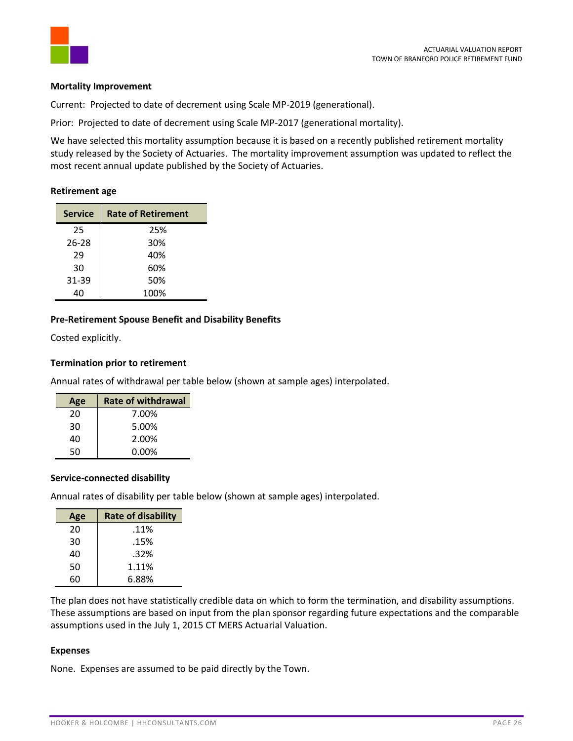**Mortality Improvement**

Current: Projected to date of decrement using Scale MP-2019 (generational).

Prior: Projected to date of decrement using Scale MP-2017 (generational mortality).

We have selected this mortality assumption because it is based on a recently published retirement mortality study released by the Society of Actuaries. The mortality improvement assumption was updated to reflect the most recent annual update published by the Society of Actuaries.

**Retirement age**

| Service | Rate of Retirement |
|---|---|
| 25 | 25% |
| 26-28 | 30% |
| 29 | 40% |
| 30 | 60% |
| 31-39 | 50% |
| 40 | 100% |

**Pre-Retirement Spouse Benefit and Disability Benefits**

Costed explicitly.

**Termination prior to retirement**

Annual rates of withdrawal per table below (shown at sample ages) interpolated.

| Age | Rate of withdrawal |
|---|---|
| 20 | 7.00% |
| 30 | 5.00% |
| 40 | 2.00% |
| 50 | 0.00% |

**Service-connected disability**

Annual rates of disability per table below (shown at sample ages) interpolated.

| Age | Rate of disability |
|---|---|
| 20 | .11% |
| 30 | .15% |
| 40 | .32% |
| 50 | 1.11% |
| 60 | 6.88% |

The plan does not have statistically credible data on which to form the termination, and disability assumptions. These assumptions are based on input from the plan sponsor regarding future expectations and the comparable assumptions used in the July 1, 2015 CT MERS Actuarial Valuation.

**Expenses**

None. Expenses are assumed to be paid directly by the Town.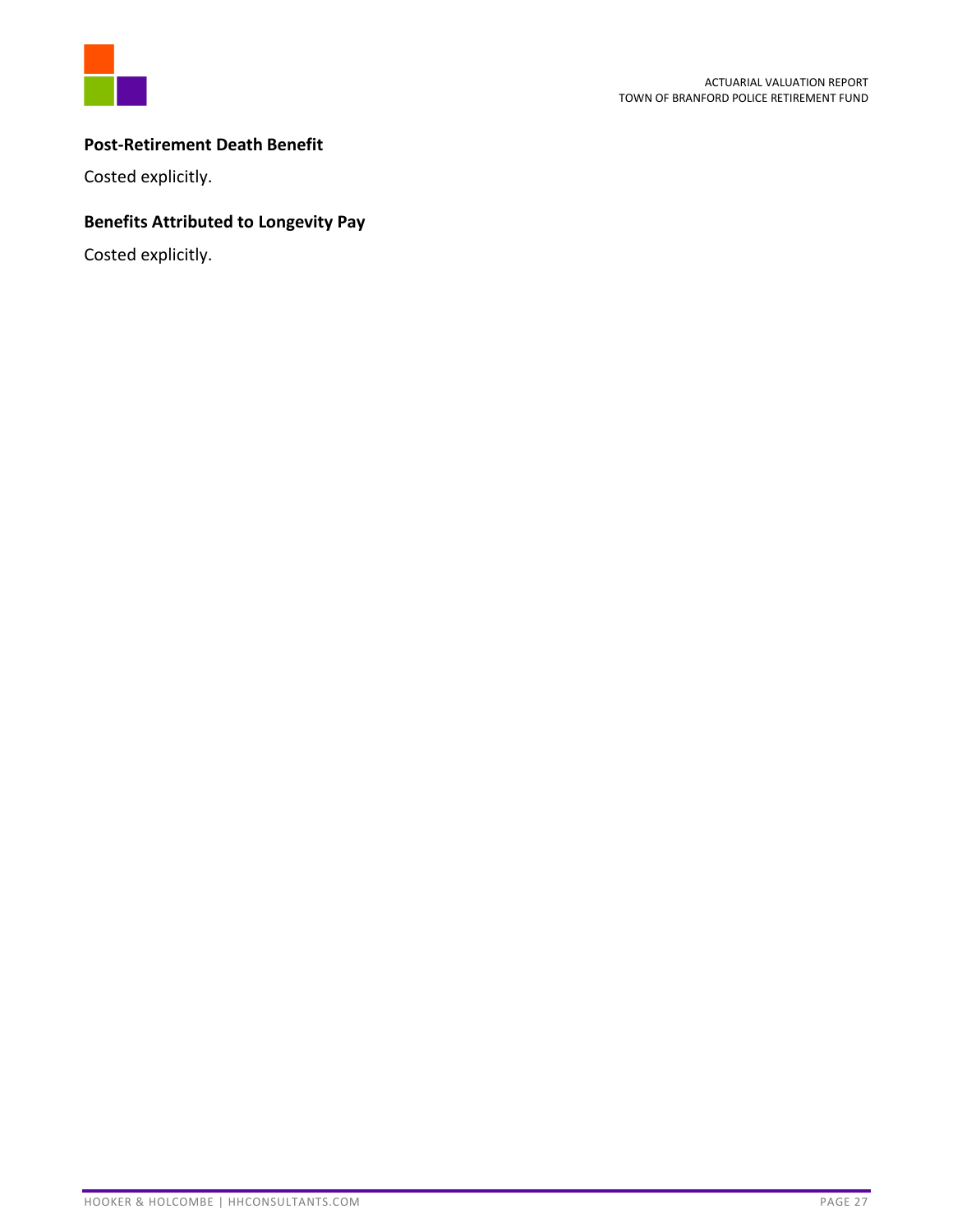### Post-Retirement Death Benefit

Costed explicitly.

### Benefits Attributed to Longevity Pay

Costed explicitly.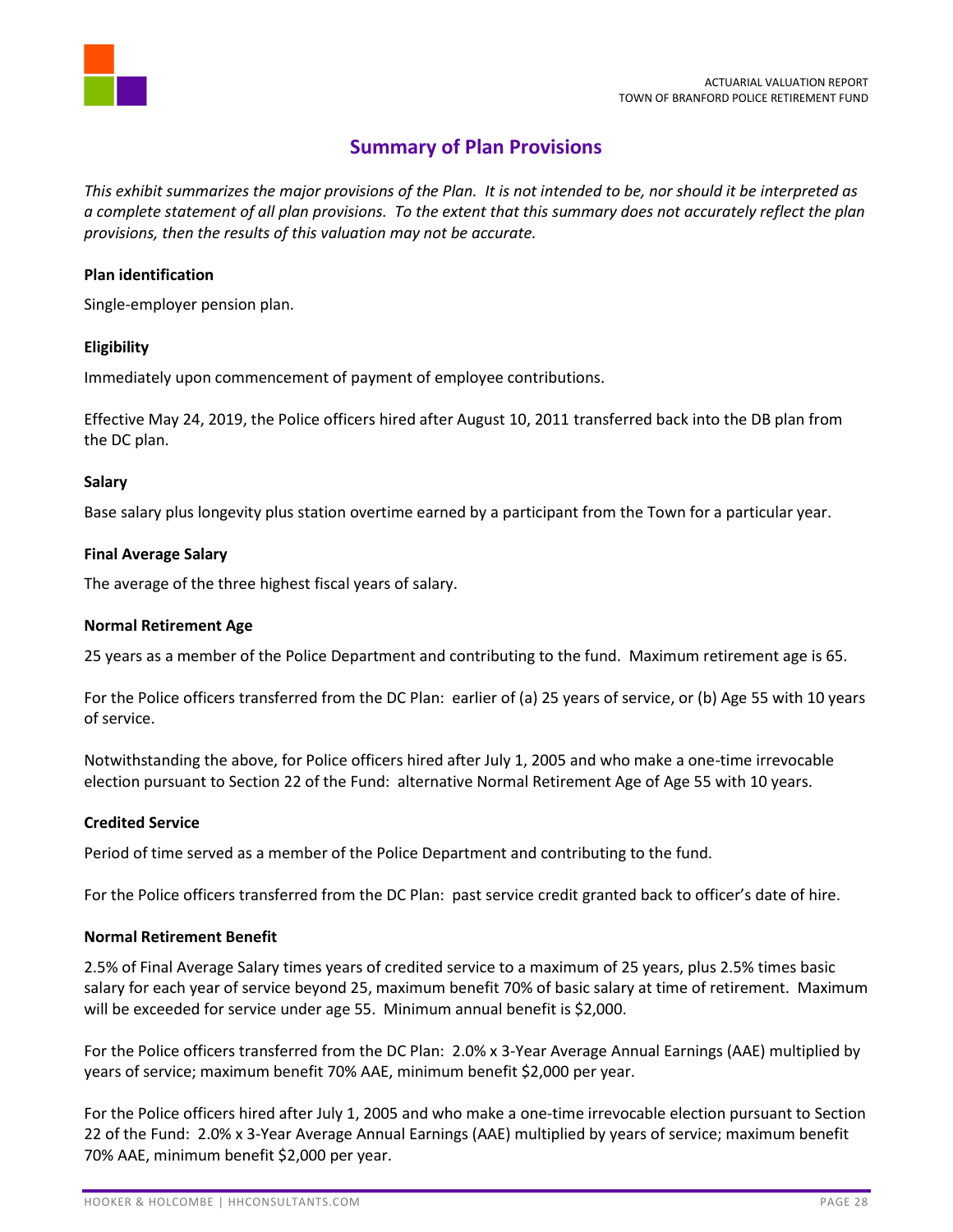## Summary of Plan Provisions

*This exhibit summarizes the major provisions of the Plan. It is not intended to be, nor should it be interpreted as a complete statement of all plan provisions. To the extent that this summary does not accurately reflect the plan provisions, then the results of this valuation may not be accurate.*

**Plan identification**

Single-employer pension plan.

**Eligibility**

Immediately upon commencement of payment of employee contributions.

Effective May 24, 2019, the Police officers hired after August 10, 2011 transferred back into the DB plan from the DC plan.

**Salary**

Base salary plus longevity plus station overtime earned by a participant from the Town for a particular year.

**Final Average Salary**

The average of the three highest fiscal years of salary.

**Normal Retirement Age**

25 years as a member of the Police Department and contributing to the fund. Maximum retirement age is 65.

For the Police officers transferred from the DC Plan: earlier of (a) 25 years of service, or (b) Age 55 with 10 years of service.

Notwithstanding the above, for Police officers hired after July 1, 2005 and who make a one-time irrevocable election pursuant to Section 22 of the Fund: alternative Normal Retirement Age of Age 55 with 10 years.

**Credited Service**

Period of time served as a member of the Police Department and contributing to the fund.

For the Police officers transferred from the DC Plan: past service credit granted back to officer's date of hire.

**Normal Retirement Benefit**

2.5% of Final Average Salary times years of credited service to a maximum of 25 years, plus 2.5% times basic salary for each year of service beyond 25, maximum benefit 70% of basic salary at time of retirement. Maximum will be exceeded for service under age 55. Minimum annual benefit is $2,000.

For the Police officers transferred from the DC Plan: 2.0% x 3-Year Average Annual Earnings (AAE) multiplied by years of service; maximum benefit 70% AAE, minimum benefit $2,000 per year.

For the Police officers hired after July 1, 2005 and who make a one-time irrevocable election pursuant to Section 22 of the Fund: 2.0% x 3-Year Average Annual Earnings (AAE) multiplied by years of service; maximum benefit 70% AAE, minimum benefit $2,000 per year.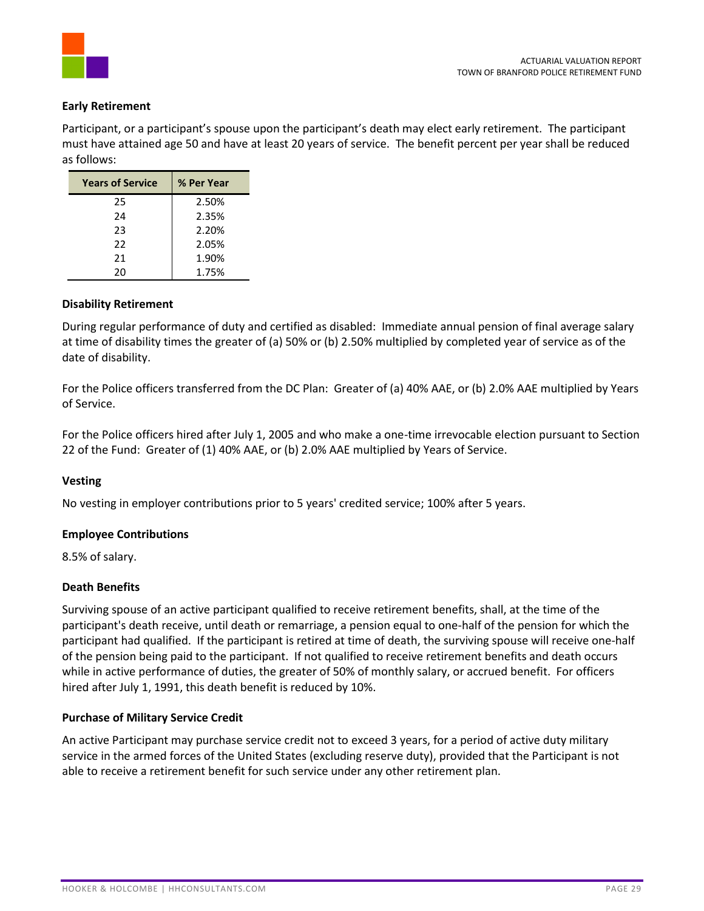**Early Retirement**

Participant, or a participant's spouse upon the participant's death may elect early retirement. The participant must have attained age 50 and have at least 20 years of service. The benefit percent per year shall be reduced as follows:

| Years of Service | % Per Year |
|---|---|
| 25 | 2.50% |
| 24 | 2.35% |
| 23 | 2.20% |
| 22 | 2.05% |
| 21 | 1.90% |
| 20 | 1.75% |

**Disability Retirement**

During regular performance of duty and certified as disabled: Immediate annual pension of final average salary at time of disability times the greater of (a) 50% or (b) 2.50% multiplied by completed year of service as of the date of disability.

For the Police officers transferred from the DC Plan: Greater of (a) 40% AAE, or (b) 2.0% AAE multiplied by Years of Service.

For the Police officers hired after July 1, 2005 and who make a one-time irrevocable election pursuant to Section 22 of the Fund: Greater of (1) 40% AAE, or (b) 2.0% AAE multiplied by Years of Service.

**Vesting**

No vesting in employer contributions prior to 5 years' credited service; 100% after 5 years.

**Employee Contributions**

8.5% of salary.

**Death Benefits**

Surviving spouse of an active participant qualified to receive retirement benefits, shall, at the time of the participant's death receive, until death or remarriage, a pension equal to one-half of the pension for which the participant had qualified. If the participant is retired at time of death, the surviving spouse will receive one-half of the pension being paid to the participant. If not qualified to receive retirement benefits and death occurs while in active performance of duties, the greater of 50% of monthly salary, or accrued benefit. For officers hired after July 1, 1991, this death benefit is reduced by 10%.

**Purchase of Military Service Credit**

An active Participant may purchase service credit not to exceed 3 years, for a period of active duty military service in the armed forces of the United States (excluding reserve duty), provided that the Participant is not able to receive a retirement benefit for such service under any other retirement plan.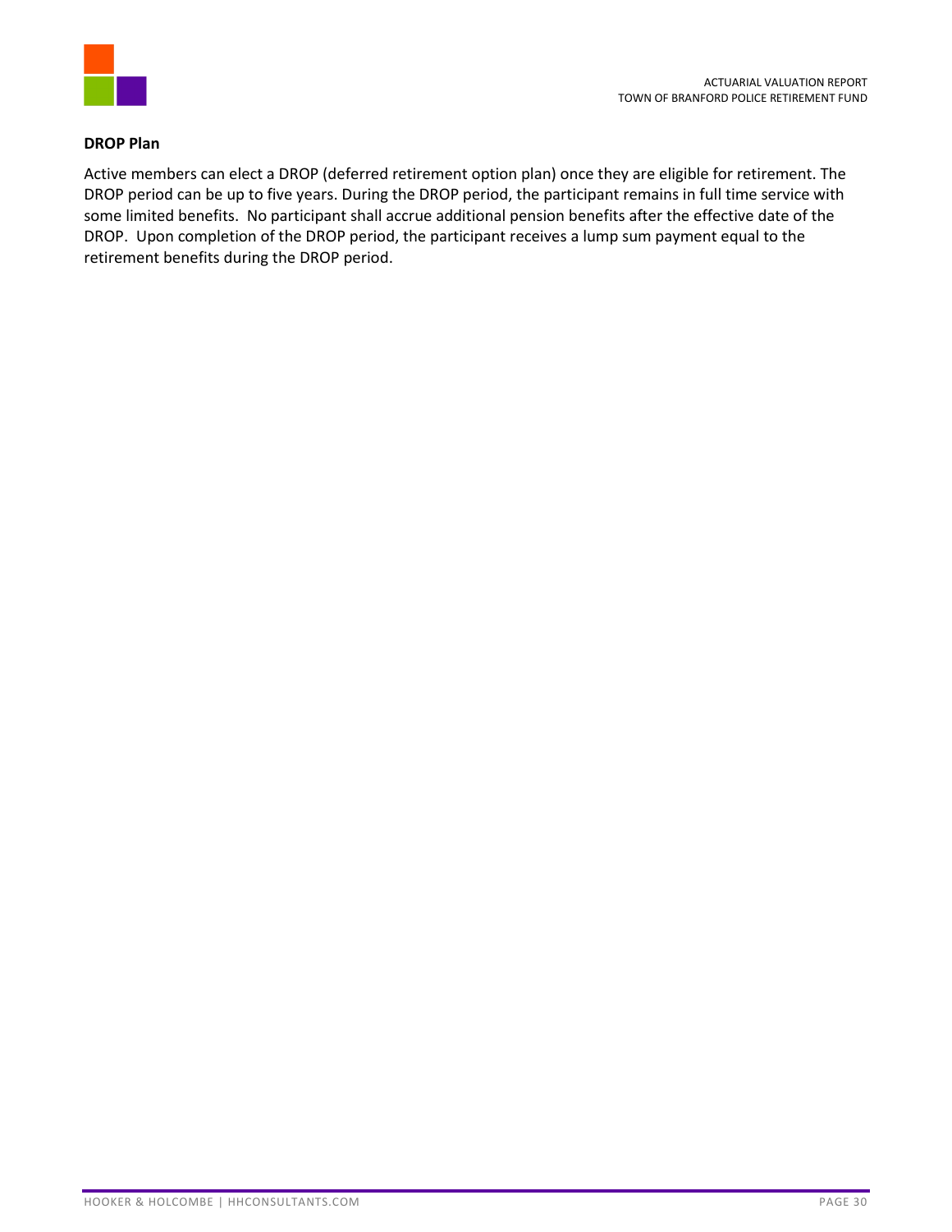**DROP Plan**

Active members can elect a DROP (deferred retirement option plan) once they are eligible for retirement. The DROP period can be up to five years. During the DROP period, the participant remains in full time service with some limited benefits. No participant shall accrue additional pension benefits after the effective date of the DROP. Upon completion of the DROP period, the participant receives a lump sum payment equal to the retirement benefits during the DROP period.